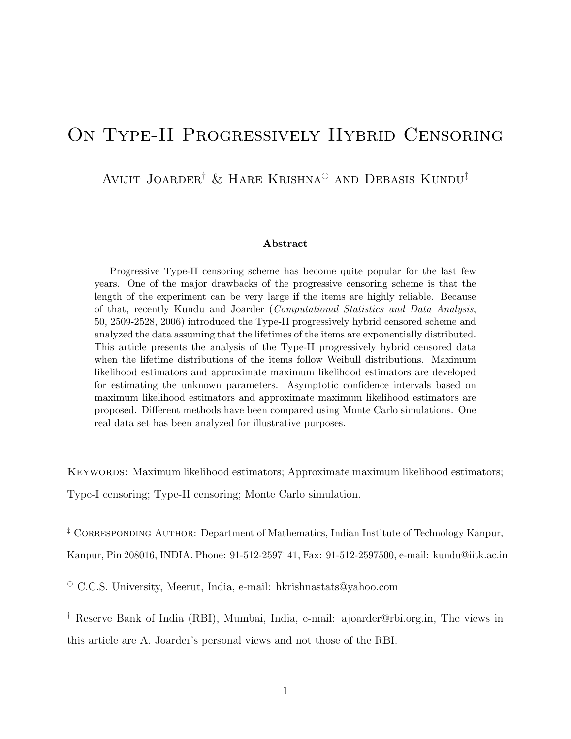# On Type-II Progressively Hybrid Censoring

Avijit Joarder[†] & Hare Krishna[⊕] and Debasis Kundu[‡]

**Abstract**

Progressive Type-II censoring scheme has become quite popular for the last few years. One of the major drawbacks of the progressive censoring scheme is that the length of the experiment can be very large if the items are highly reliable. Because of that, recently Kundu and Joarder (*Computational Statistics and Data Analysis*, 50, 2509-2528, 2006) introduced the Type-II progressively hybrid censored scheme and analyzed the data assuming that the lifetimes of the items are exponentially distributed. This article presents the analysis of the Type-II progressively hybrid censored data when the lifetime distributions of the items follow Weibull distributions. Maximum likelihood estimators and approximate maximum likelihood estimators are developed for estimating the unknown parameters. Asymptotic confidence intervals based on maximum likelihood estimators and approximate maximum likelihood estimators are proposed. Different methods have been compared using Monte Carlo simulations. One real data set has been analyzed for illustrative purposes.

Keywords: Maximum likelihood estimators; Approximate maximum likelihood estimators; Type-I censoring; Type-II censoring; Monte Carlo simulation.

[‡] Corresponding Author: Department of Mathematics, Indian Institute of Technology Kanpur, Kanpur, Pin 208016, INDIA. Phone: 91-512-2597141, Fax: 91-512-2597500, e-mail: kundu@iitk.ac.in

[⊕] C.C.S. University, Meerut, India, e-mail: hkrishnastats@yahoo.com

[†] Reserve Bank of India (RBI), Mumbai, India, e-mail: ajoarder@rbi.org.in, The views in this article are A. Joarder's personal views and not those of the RBI.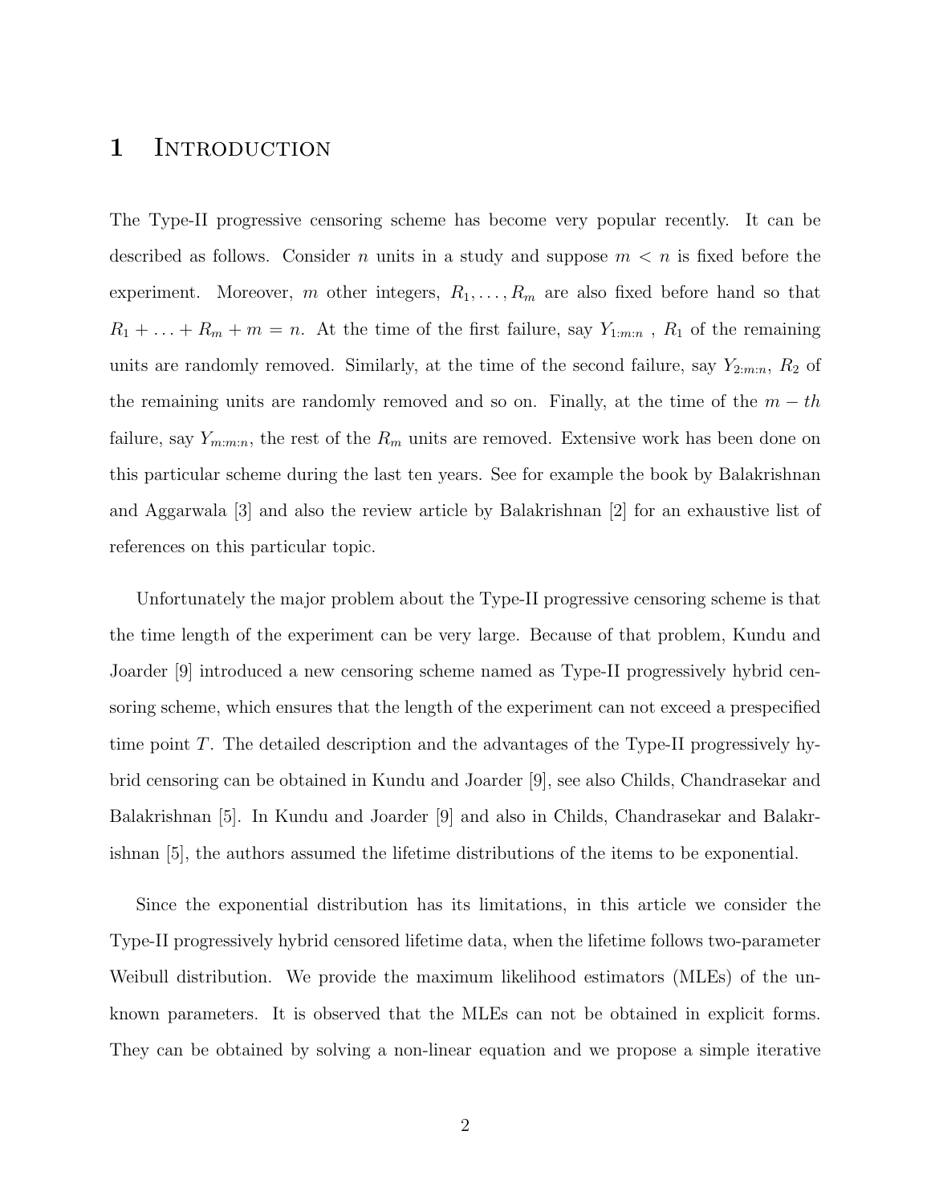# 1 Introduction

The Type-II progressive censoring scheme has become very popular recently. It can be described as follows. Consider $n$ units in a study and suppose $m < n$ is fixed before the experiment. Moreover, $m$ other integers, $R_1, \ldots, R_m$ are also fixed before hand so that $R_1 + \ldots + R_m + m = n$. At the time of the first failure, say $Y_{1:m:n}$ , $R_1$ of the remaining units are randomly removed. Similarly, at the time of the second failure, say $Y_{2:m:n}$, $R_2$ of the remaining units are randomly removed and so on. Finally, at the time of the $m-th$ failure, say $Y_{m:m:n}$, the rest of the $R_m$ units are removed. Extensive work has been done on this particular scheme during the last ten years. See for example the book by Balakrishnan and Aggarwala [3] and also the review article by Balakrishnan [2] for an exhaustive list of references on this particular topic.

Unfortunately the major problem about the Type-II progressive censoring scheme is that the time length of the experiment can be very large. Because of that problem, Kundu and Joarder [9] introduced a new censoring scheme named as Type-II progressively hybrid censoring scheme, which ensures that the length of the experiment can not exceed a prespecified time point $T$. The detailed description and the advantages of the Type-II progressively hybrid censoring can be obtained in Kundu and Joarder [9], see also Childs, Chandrasekar and Balakrishnan [5]. In Kundu and Joarder [9] and also in Childs, Chandrasekar and Balakrishnan [5], the authors assumed the lifetime distributions of the items to be exponential.

Since the exponential distribution has its limitations, in this article we consider the Type-II progressively hybrid censored lifetime data, when the lifetime follows two-parameter Weibull distribution. We provide the maximum likelihood estimators (MLEs) of the unknown parameters. It is observed that the MLEs can not be obtained in explicit forms. They can be obtained by solving a non-linear equation and we propose a simple iterative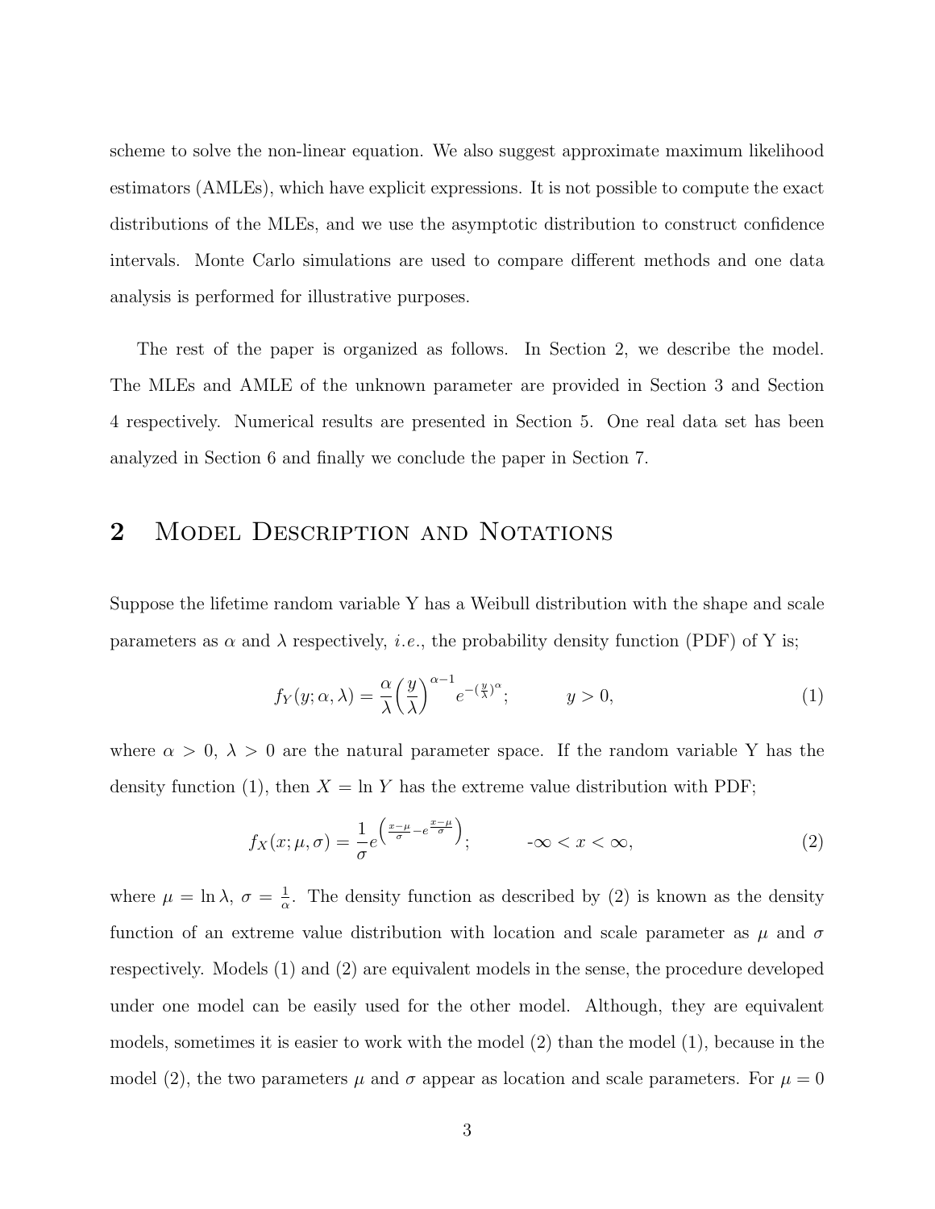scheme to solve the non-linear equation. We also suggest approximate maximum likelihood estimators (AMLEs), which have explicit expressions. It is not possible to compute the exact distributions of the MLEs, and we use the asymptotic distribution to construct confidence intervals. Monte Carlo simulations are used to compare different methods and one data analysis is performed for illustrative purposes.

The rest of the paper is organized as follows. In Section 2, we describe the model. The MLEs and AMLE of the unknown parameter are provided in Section 3 and Section 4 respectively. Numerical results are presented in Section 5. One real data set has been analyzed in Section 6 and finally we conclude the paper in Section 7.

## 2 Model Description and Notations

Suppose the lifetime random variable Y has a Weibull distribution with the shape and scale parameters as $\alpha$ and $\lambda$ respectively, *i.e.*, the probability density function (PDF) of Y is;

$$f_Y(y;\alpha,\lambda) = \frac{\alpha}{\lambda}\left(\frac{y}{\lambda}\right)^{\alpha-1} e^{-(\frac{y}{\lambda})^{\alpha}}; \qquad y > 0, \tag{1}$$

where $\alpha > 0$, $\lambda > 0$ are the natural parameter space. If the random variable Y has the density function (1), then $X = \ln Y$ has the extreme value distribution with PDF;

$$f_X(x;\mu,\sigma) = \frac{1}{\sigma} e^{\left(\frac{x-\mu}{\sigma} - e^{\frac{x-\mu}{\sigma}}\right)}; \qquad -\infty < x < \infty, \tag{2}$$

where $\mu = \ln\lambda$, $\sigma = \frac{1}{\alpha}$. The density function as described by (2) is known as the density function of an extreme value distribution with location and scale parameter as $\mu$ and $\sigma$ respectively. Models (1) and (2) are equivalent models in the sense, the procedure developed under one model can be easily used for the other model. Although, they are equivalent models, sometimes it is easier to work with the model (2) than the model (1), because in the model (2), the two parameters $\mu$ and $\sigma$ appear as location and scale parameters. For $\mu = 0$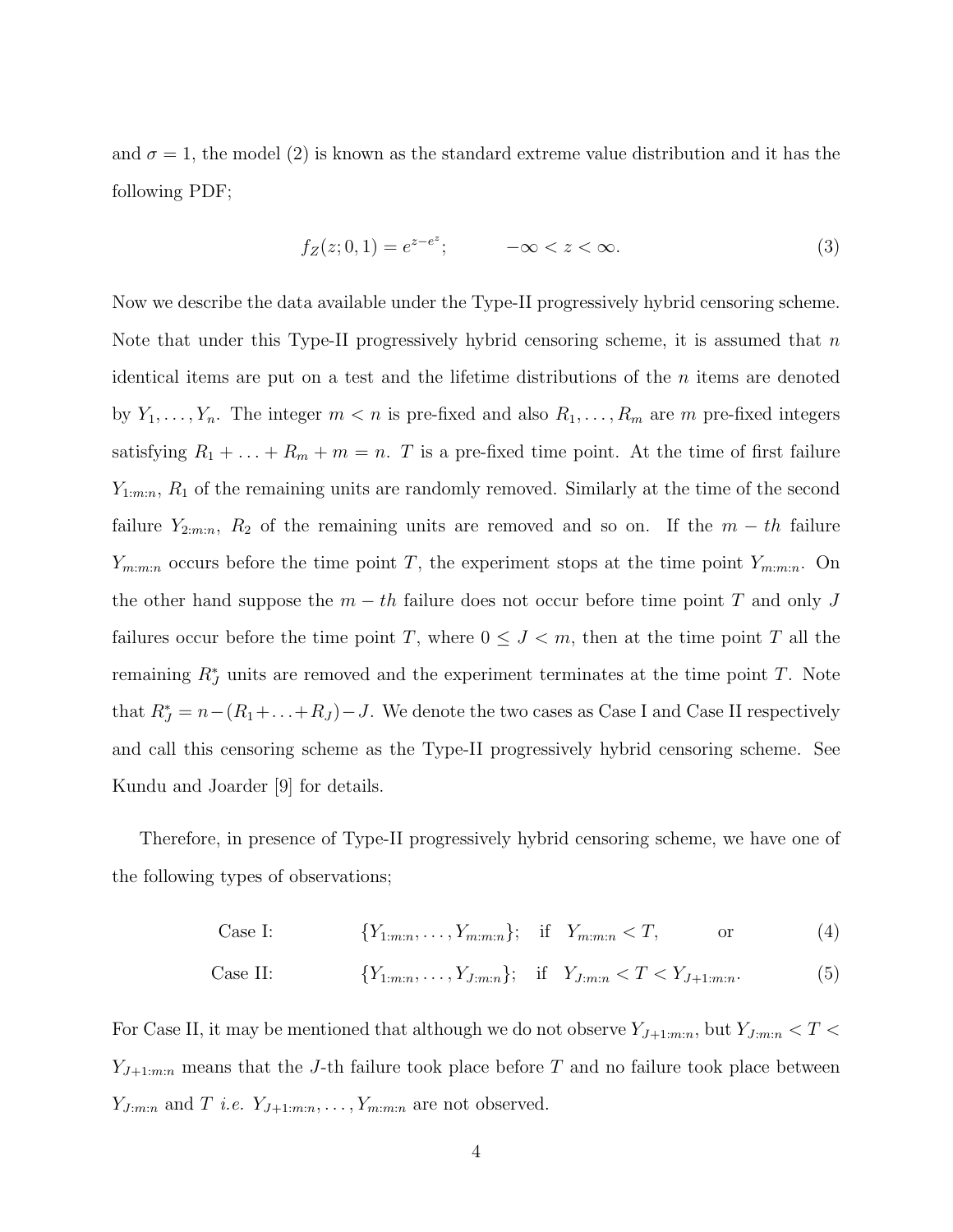and $\sigma = 1$, the model (2) is known as the standard extreme value distribution and it has the following PDF;

$$f_Z(z; 0, 1) = e^{z - e^z}; \qquad -\infty < z < \infty. \tag{3}$$

Now we describe the data available under the Type-II progressively hybrid censoring scheme. Note that under this Type-II progressively hybrid censoring scheme, it is assumed that $n$ identical items are put on a test and the lifetime distributions of the $n$ items are denoted by $Y_1, \ldots, Y_n$. The integer $m < n$ is pre-fixed and also $R_1, \ldots, R_m$ are $m$ pre-fixed integers satisfying $R_1 + \ldots + R_m + m = n$. $T$ is a pre-fixed time point. At the time of first failure $Y_{1:m:n}$, $R_1$ of the remaining units are randomly removed. Similarly at the time of the second failure $Y_{2:m:n}$, $R_2$ of the remaining units are removed and so on. If the $m-th$ failure $Y_{m:m:n}$ occurs before the time point $T$, the experiment stops at the time point $Y_{m:m:n}$. On the other hand suppose the $m-th$ failure does not occur before time point $T$ and only $J$ failures occur before the time point $T$, where $0 \leq J < m$, then at the time point $T$ all the remaining $R_J^*$ units are removed and the experiment terminates at the time point $T$. Note that $R_J^* = n - (R_1 + \ldots + R_J) - J$. We denote the two cases as Case I and Case II respectively and call this censoring scheme as the Type-II progressively hybrid censoring scheme. See Kundu and Joarder [9] for details.

Therefore, in presence of Type-II progressively hybrid censoring scheme, we have one of the following types of observations;

$$\text{Case I:} \qquad \{Y_{1:m:n}, \ldots, Y_{m:m:n}\}; \quad \text{if} \quad Y_{m:m:n} < T, \qquad \text{or} \tag{4}$$

$$\text{Case II:} \qquad \{Y_{1:m:n}, \ldots, Y_{J:m:n}\}; \quad \text{if} \quad Y_{J:m:n} < T < Y_{J+1:m:n}. \tag{5}$$

For Case II, it may be mentioned that although we do not observe $Y_{J+1:m:n}$, but $Y_{J:m:n} < T < Y_{J+1:m:n}$ means that the $J$-th failure took place before $T$ and no failure took place between $Y_{J:m:n}$ and $T$ *i.e.* $Y_{J+1:m:n}, \ldots, Y_{m:m:n}$ are not observed.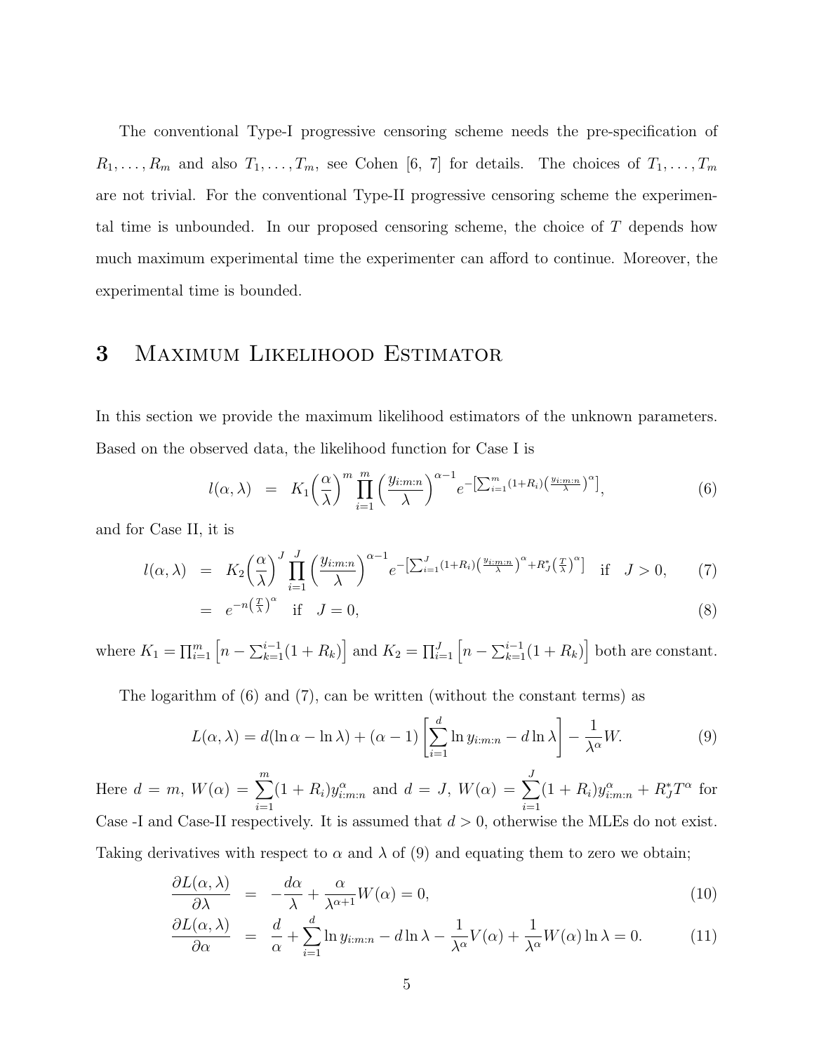The conventional Type-I progressive censoring scheme needs the pre-specification of $R_1, \ldots, R_m$ and also $T_1, \ldots, T_m$, see Cohen [6, 7] for details. The choices of $T_1, \ldots, T_m$ are not trivial. For the conventional Type-II progressive censoring scheme the experimental time is unbounded. In our proposed censoring scheme, the choice of $T$ depends how much maximum experimental time the experimenter can afford to continue. Moreover, the experimental time is bounded.

# 3 Maximum Likelihood Estimator

In this section we provide the maximum likelihood estimators of the unknown parameters. Based on the observed data, the likelihood function for Case I is

$$l(\alpha, \lambda) = K_1 \Big(\frac{\alpha}{\lambda}\Big)^m \prod_{i=1}^{m} \Big(\frac{y_{i:m:n}}{\lambda}\Big)^{\alpha-1} e^{-\left[\sum_{i=1}^{m}(1+R_i)\left(\frac{y_{i:m:n}}{\lambda}\right)^{\alpha}\right]}, \tag{6}$$

and for Case II, it is

$$l(\alpha, \lambda) = K_2 \Big(\frac{\alpha}{\lambda}\Big)^J \prod_{i=1}^{J} \Big(\frac{y_{i:m:n}}{\lambda}\Big)^{\alpha-1} e^{-\left[\sum_{i=1}^{J}(1+R_i)\left(\frac{y_{i:m:n}}{\lambda}\right)^{\alpha} + R_J^*\left(\frac{T}{\lambda}\right)^{\alpha}\right]} \quad \text{if} \quad J > 0, \tag{7}$$

$$= e^{-n\left(\frac{T}{\lambda}\right)^{\alpha}} \quad \text{if} \quad J = 0, \tag{8}$$

where $K_1 = \prod_{i=1}^{m}\left[n - \sum_{k=1}^{i-1}(1+R_k)\right]$ and $K_2 = \prod_{i=1}^{J}\left[n - \sum_{k=1}^{i-1}(1+R_k)\right]$ both are constant.

The logarithm of (6) and (7), can be written (without the constant terms) as

$$L(\alpha, \lambda) = d(\ln\alpha - \ln\lambda) + (\alpha - 1)\left[\sum_{i=1}^{d} \ln y_{i:m:n} - d\ln\lambda\right] - \frac{1}{\lambda^{\alpha}} W. \tag{9}$$

Here $d = m$, $W(\alpha) = \sum_{i=1}^{m}(1+R_i)y_{i:m:n}^{\alpha}$ and $d = J$, $W(\alpha) = \sum_{i=1}^{J}(1+R_i)y_{i:m:n}^{\alpha} + R_J^* T^{\alpha}$ for Case -I and Case-II respectively. It is assumed that $d > 0$, otherwise the MLEs do not exist. Taking derivatives with respect to $\alpha$ and $\lambda$ of (9) and equating them to zero we obtain;

$$\frac{\partial L(\alpha, \lambda)}{\partial \lambda} = -\frac{d\alpha}{\lambda} + \frac{\alpha}{\lambda^{\alpha+1}} W(\alpha) = 0, \tag{10}$$

$$\frac{\partial L(\alpha, \lambda)}{\partial \alpha} = \frac{d}{\alpha} + \sum_{i=1}^{d} \ln y_{i:m:n} - d\ln\lambda - \frac{1}{\lambda^{\alpha}} V(\alpha) + \frac{1}{\lambda^{\alpha}} W(\alpha)\ln\lambda = 0. \tag{11}$$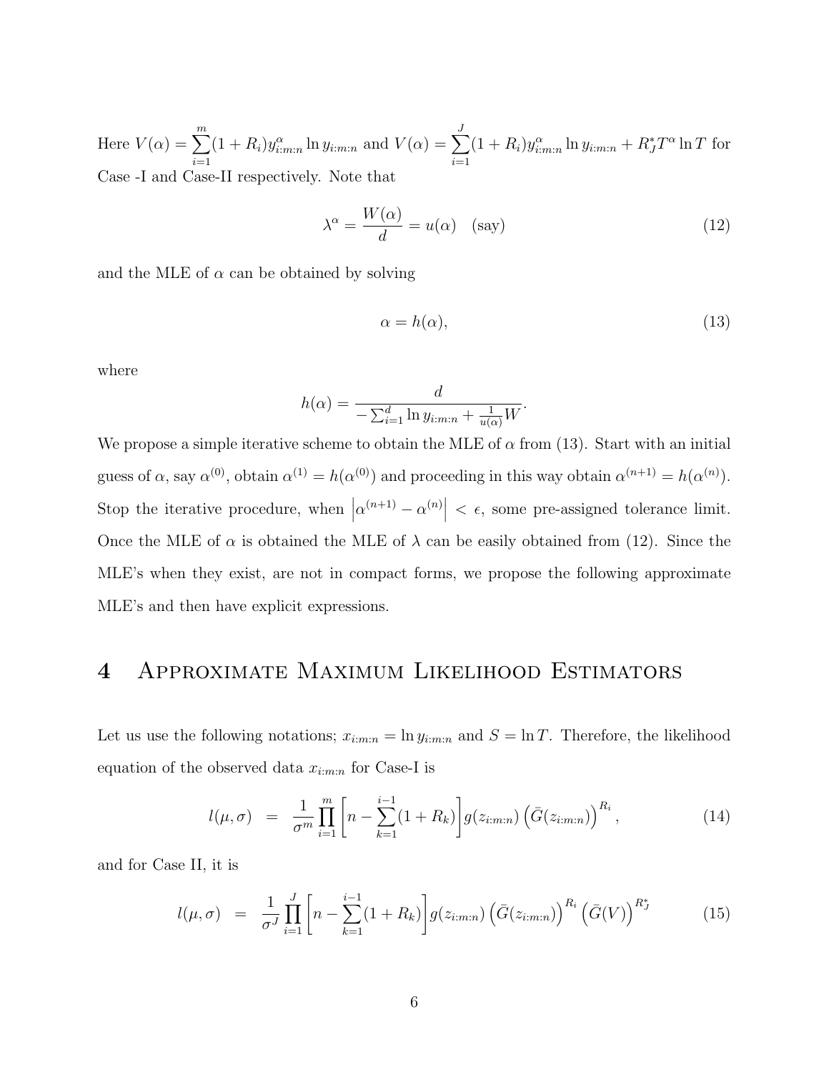Here $V(\alpha) = \sum_{i=1}^{m}(1+R_i)y_{i:m:n}^{\alpha}\ln y_{i:m:n}$ and $V(\alpha) = \sum_{i=1}^{J}(1+R_i)y_{i:m:n}^{\alpha}\ln y_{i:m:n} + R_J^{*}T^{\alpha}\ln T$ for Case -I and Case-II respectively. Note that

$$\lambda^{\alpha} = \frac{W(\alpha)}{d} = u(\alpha) \quad \text{(say)} \tag{12}$$

and the MLE of $\alpha$ can be obtained by solving

$$\alpha = h(\alpha), \tag{13}$$

where

$$h(\alpha) = \frac{d}{-\sum_{i=1}^{d}\ln y_{i:m:n} + \frac{1}{u(\alpha)}W}.$$

We propose a simple iterative scheme to obtain the MLE of $\alpha$ from (13). Start with an initial guess of $\alpha$, say $\alpha^{(0)}$, obtain $\alpha^{(1)} = h(\alpha^{(0)})$ and proceeding in this way obtain $\alpha^{(n+1)} = h(\alpha^{(n)})$. Stop the iterative procedure, when $\left|\alpha^{(n+1)} - \alpha^{(n)}\right| < \epsilon$, some pre-assigned tolerance limit. Once the MLE of $\alpha$ is obtained the MLE of $\lambda$ can be easily obtained from (12). Since the MLE's when they exist, are not in compact forms, we propose the following approximate MLE's and then have explicit expressions.

# 4 Approximate Maximum Likelihood Estimators

Let us use the following notations; $x_{i:m:n} = \ln y_{i:m:n}$ and $S = \ln T$. Therefore, the likelihood equation of the observed data $x_{i:m:n}$ for Case-I is

$$l(\mu,\sigma) \;\; = \;\; \frac{1}{\sigma^m}\prod_{i=1}^{m}\left[n - \sum_{k=1}^{i-1}(1+R_k)\right]g(z_{i:m:n})\left(\bar{G}(z_{i:m:n})\right)^{R_i}, \tag{14}$$

and for Case II, it is

$$l(\mu,\sigma) \;\; = \;\; \frac{1}{\sigma^J}\prod_{i=1}^{J}\left[n - \sum_{k=1}^{i-1}(1+R_k)\right]g(z_{i:m:n})\left(\bar{G}(z_{i:m:n})\right)^{R_i}\left(\bar{G}(V)\right)^{R_J^{*}} \tag{15}$$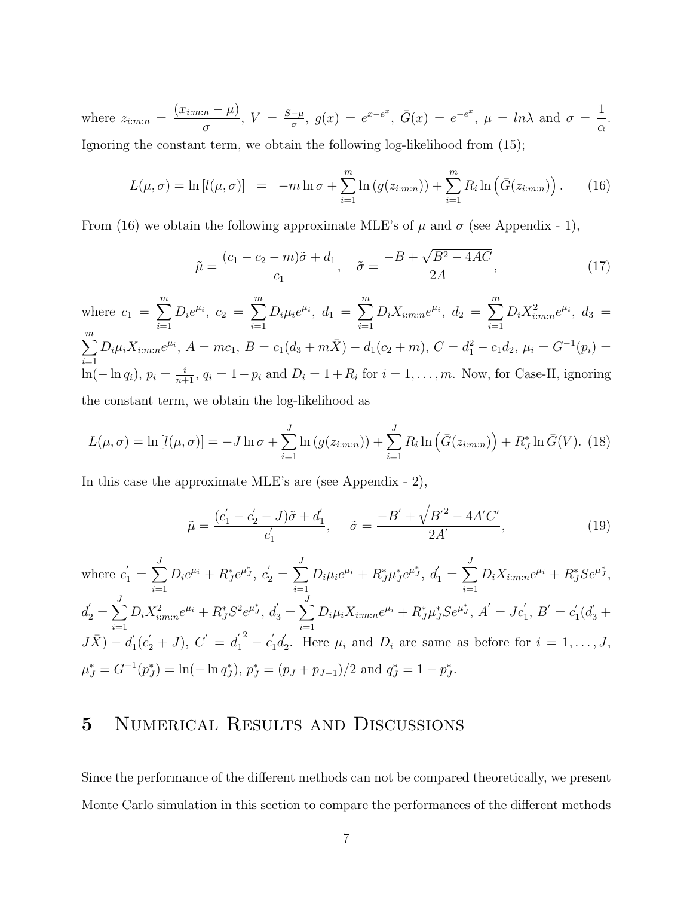where $z_{i:m:n} = \dfrac{(x_{i:m:n} - \mu)}{\sigma}$, $V = \frac{S-\mu}{\sigma}$, $g(x) = e^{x-e^x}$, $\bar{G}(x) = e^{-e^x}$, $\mu = ln\lambda$ and $\sigma = \dfrac{1}{\alpha}$. Ignoring the constant term, we obtain the following log-likelihood from (15);

$$L(\mu, \sigma) = \ln\left[l(\mu, \sigma)\right] \;\; = \;\; -m\ln\sigma + \sum_{i=1}^{m} \ln\left(g(z_{i:m:n})\right) + \sum_{i=1}^{m} R_i \ln\left(\bar{G}(z_{i:m:n})\right). \qquad (16)$$

From (16) we obtain the following approximate MLE's of $\mu$ and $\sigma$ (see Appendix - 1),

$$\tilde{\mu} = \frac{(c_1 - c_2 - m)\tilde{\sigma} + d_1}{c_1}, \quad \tilde{\sigma} = \frac{-B + \sqrt{B^2 - 4AC}}{2A}, \qquad (17)$$

where $c_1 = \sum_{i=1}^{m} D_i e^{\mu_i}$, $c_2 = \sum_{i=1}^{m} D_i \mu_i e^{\mu_i}$, $d_1 = \sum_{i=1}^{m} D_i X_{i:m:n} e^{\mu_i}$, $d_2 = \sum_{i=1}^{m} D_i X_{i:m:n}^2 e^{\mu_i}$, $d_3 = \sum_{i=1}^{m} D_i \mu_i X_{i:m:n} e^{\mu_i}$, $A = mc_1$, $B = c_1(d_3 + m\bar{X}) - d_1(c_2 + m)$, $C = d_1^2 - c_1 d_2$, $\mu_i = G^{-1}(p_i) = \ln(-\ln q_i)$, $p_i = \frac{i}{n+1}$, $q_i = 1 - p_i$ and $D_i = 1 + R_i$ for $i = 1, \ldots, m$. Now, for Case-II, ignoring the constant term, we obtain the log-likelihood as

$$L(\mu, \sigma) = \ln\left[l(\mu, \sigma)\right] = -J\ln\sigma + \sum_{i=1}^{J} \ln\left(g(z_{i:m:n})\right) + \sum_{i=1}^{J} R_i \ln\left(\bar{G}(z_{i:m:n})\right) + R_J^* \ln \bar{G}(V). \quad (18)$$

In this case the approximate MLE's are (see Appendix - 2),

$$\tilde{\mu} = \frac{(c_1^{'} - c_2^{'} - J)\tilde{\sigma} + d_1^{'}}{c_1^{'}}, \quad \tilde{\sigma} = \frac{-B^{'} + \sqrt{{B^{'}}^2 - 4A^{'}C^{'}}}{2A^{'}}, \qquad (19)$$

where $c_1^{'} = \sum_{i=1}^{J} D_i e^{\mu_i} + R_J^* e^{\mu_J^*}$, $c_2^{'} = \sum_{i=1}^{J} D_i \mu_i e^{\mu_i} + R_J^* \mu_J^* e^{\mu_J^*}$, $d_1^{'} = \sum_{i=1}^{J} D_i X_{i:m:n} e^{\mu_i} + R_J^* S e^{\mu_J^*}$, $d_2^{'} = \sum_{i=1}^{J} D_i X_{i:m:n}^2 e^{\mu_i} + R_J^* S^2 e^{\mu_J^*}$, $d_3^{'} = \sum_{i=1}^{J} D_i \mu_i X_{i:m:n} e^{\mu_i} + R_J^* \mu_J^* S e^{\mu_J^*}$, $A^{'} = Jc_1^{'}$, $B^{'} = c_1^{'}(d_3^{'} + J\bar{X}) - d_1^{'}(c_2^{'} + J)$, $C^{'} = {d_1^{'}}^2 - c_1^{'}d_2^{'}$. Here $\mu_i$ and $D_i$ are same as before for $i = 1, \ldots, J$, $\mu_J^* = G^{-1}(p_J^*) = \ln(-\ln q_J^*)$, $p_J^* = (p_J + p_{J+1})/2$ and $q_J^* = 1 - p_J^*$.

## 5 Numerical Results and Discussions

Since the performance of the different methods can not be compared theoretically, we present Monte Carlo simulation in this section to compare the performances of the different methods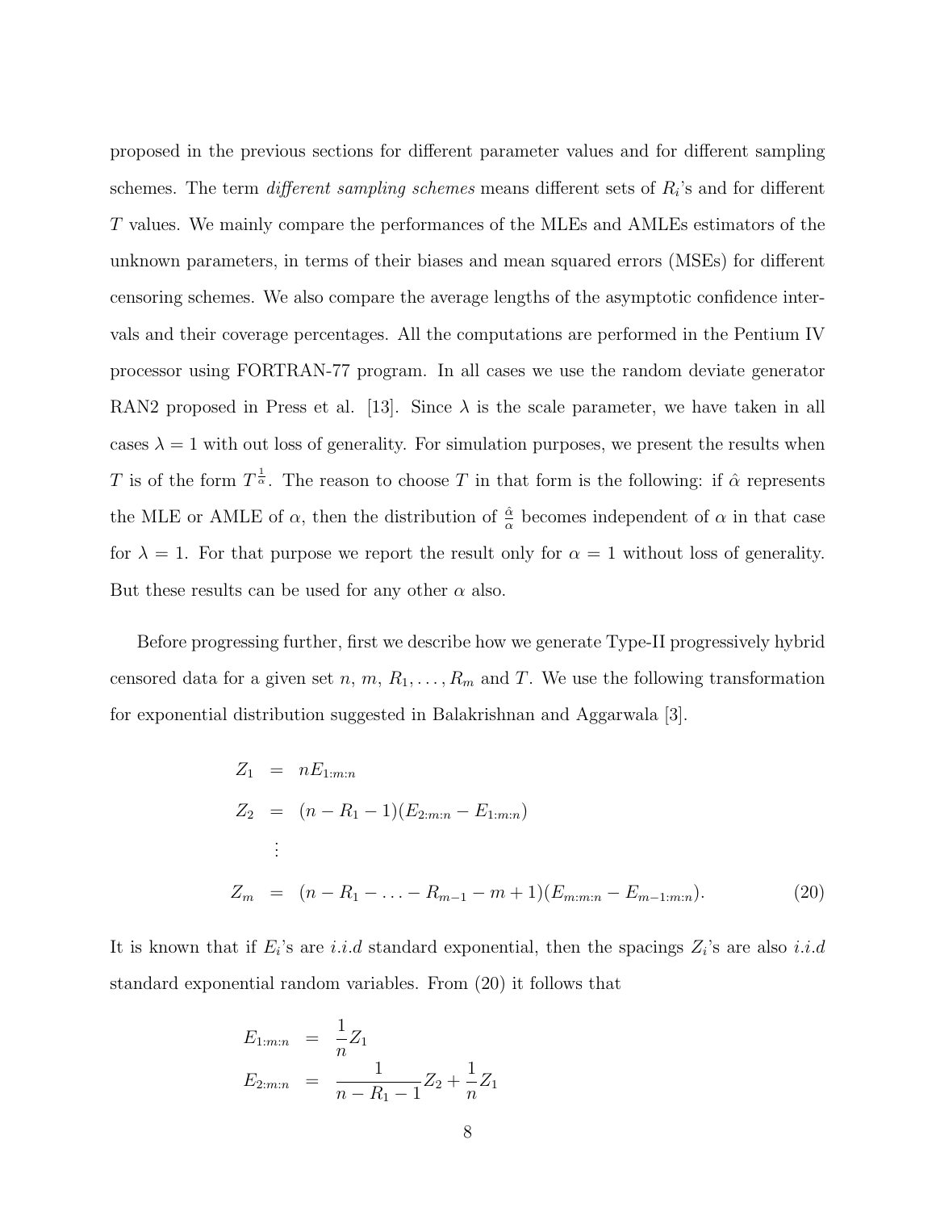proposed in the previous sections for different parameter values and for different sampling schemes. The term *different sampling schemes* means different sets of $R_i$'s and for different $T$ values. We mainly compare the performances of the MLEs and AMLEs estimators of the unknown parameters, in terms of their biases and mean squared errors (MSEs) for different censoring schemes. We also compare the average lengths of the asymptotic confidence intervals and their coverage percentages. All the computations are performed in the Pentium IV processor using FORTRAN-77 program. In all cases we use the random deviate generator RAN2 proposed in Press et al. [13]. Since $\lambda$ is the scale parameter, we have taken in all cases $\lambda = 1$ with out loss of generality. For simulation purposes, we present the results when $T$ is of the form $T^{\frac{1}{\alpha}}$. The reason to choose $T$ in that form is the following: if $\hat{\alpha}$ represents the MLE or AMLE of $\alpha$, then the distribution of $\frac{\hat{\alpha}}{\alpha}$ becomes independent of $\alpha$ in that case for $\lambda = 1$. For that purpose we report the result only for $\alpha = 1$ without loss of generality. But these results can be used for any other $\alpha$ also.

Before progressing further, first we describe how we generate Type-II progressively hybrid censored data for a given set $n$, $m$, $R_1, \ldots, R_m$ and $T$. We use the following transformation for exponential distribution suggested in Balakrishnan and Aggarwala [3].

$$
\begin{aligned}
Z_1 &= nE_{1:m:n} \\
Z_2 &= (n - R_1 - 1)(E_{2:m:n} - E_{1:m:n}) \\
&\vdots \\
Z_m &= (n - R_1 - \ldots - R_{m-1} - m + 1)(E_{m:m:n} - E_{m-1:m:n}).
\end{aligned} \tag{20}
$$

It is known that if $E_i$'s are *i.i.d* standard exponential, then the spacings $Z_i$'s are also *i.i.d* standard exponential random variables. From (20) it follows that

$$
\begin{aligned}
E_{1:m:n} &= \frac{1}{n} Z_1 \\
E_{2:m:n} &= \frac{1}{n - R_1 - 1} Z_2 + \frac{1}{n} Z_1
\end{aligned}
$$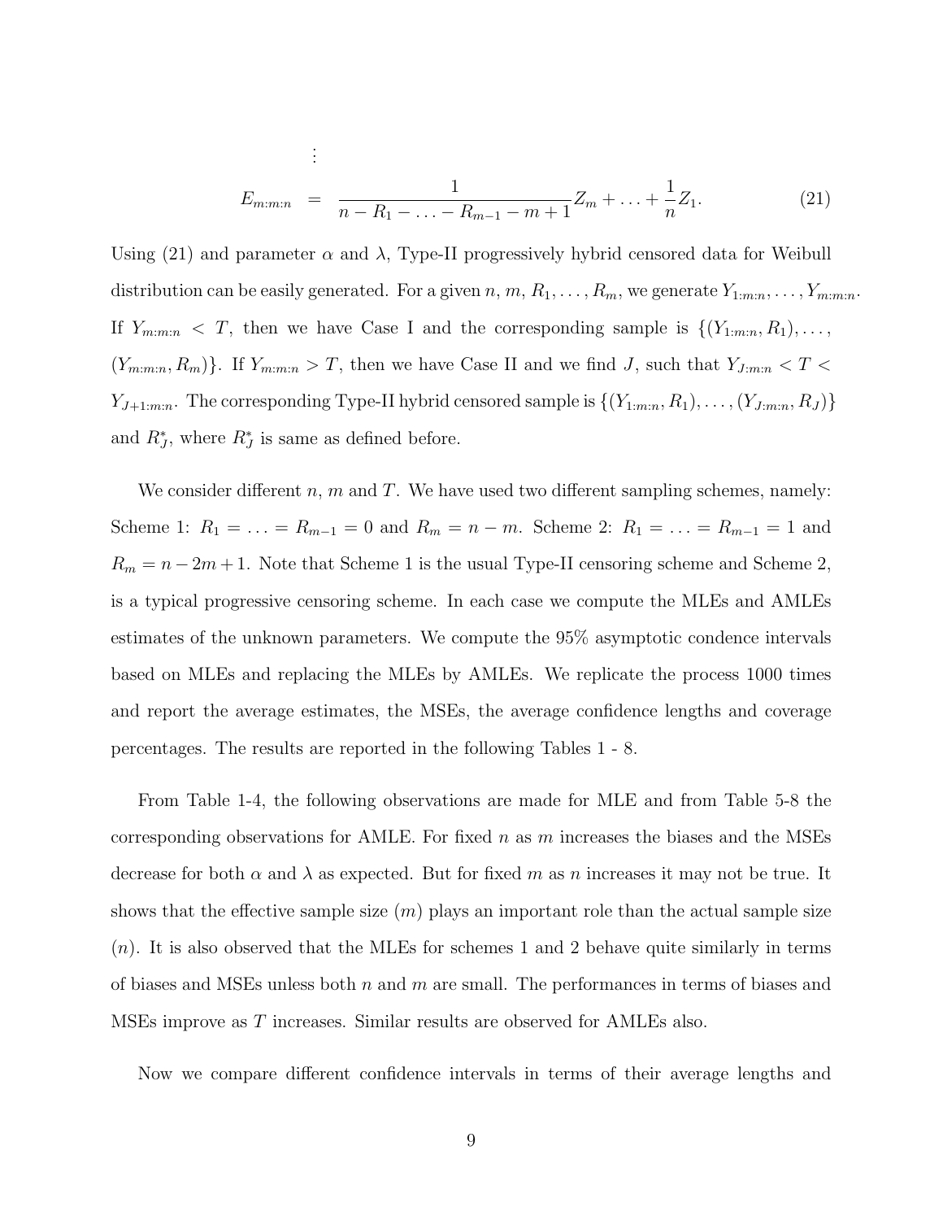$$\vdots$$

$$E_{m:m:n} = \frac{1}{n - R_1 - \ldots - R_{m-1} - m + 1} Z_m + \ldots + \frac{1}{n} Z_1. \tag{21}$$

Using (21) and parameter $\alpha$ and $\lambda$, Type-II progressively hybrid censored data for Weibull distribution can be easily generated. For a given $n$, $m$, $R_1, \ldots, R_m$, we generate $Y_{1:m:n}, \ldots, Y_{m:m:n}$. If $Y_{m:m:n} < T$, then we have Case I and the corresponding sample is $\{(Y_{1:m:n}, R_1), \ldots, (Y_{m:m:n}, R_m)\}$. If $Y_{m:m:n} > T$, then we have Case II and we find $J$, such that $Y_{J:m:n} < T < Y_{J+1:m:n}$. The corresponding Type-II hybrid censored sample is $\{(Y_{1:m:n}, R_1), \ldots, (Y_{J:m:n}, R_J)\}$ and $R_J^*$, where $R_J^*$ is same as defined before.

We consider different $n$, $m$ and $T$. We have used two different sampling schemes, namely: Scheme 1: $R_1 = \ldots = R_{m-1} = 0$ and $R_m = n - m$. Scheme 2: $R_1 = \ldots = R_{m-1} = 1$ and $R_m = n - 2m + 1$. Note that Scheme 1 is the usual Type-II censoring scheme and Scheme 2, is a typical progressive censoring scheme. In each case we compute the MLEs and AMLEs estimates of the unknown parameters. We compute the 95% asymptotic condence intervals based on MLEs and replacing the MLEs by AMLEs. We replicate the process 1000 times and report the average estimates, the MSEs, the average confidence lengths and coverage percentages. The results are reported in the following Tables 1 - 8.

From Table 1-4, the following observations are made for MLE and from Table 5-8 the corresponding observations for AMLE. For fixed $n$ as $m$ increases the biases and the MSEs decrease for both $\alpha$ and $\lambda$ as expected. But for fixed $m$ as $n$ increases it may not be true. It shows that the effective sample size ($m$) plays an important role than the actual sample size ($n$). It is also observed that the MLEs for schemes 1 and 2 behave quite similarly in terms of biases and MSEs unless both $n$ and $m$ are small. The performances in terms of biases and MSEs improve as $T$ increases. Similar results are observed for AMLEs also.

Now we compare different confidence intervals in terms of their average lengths and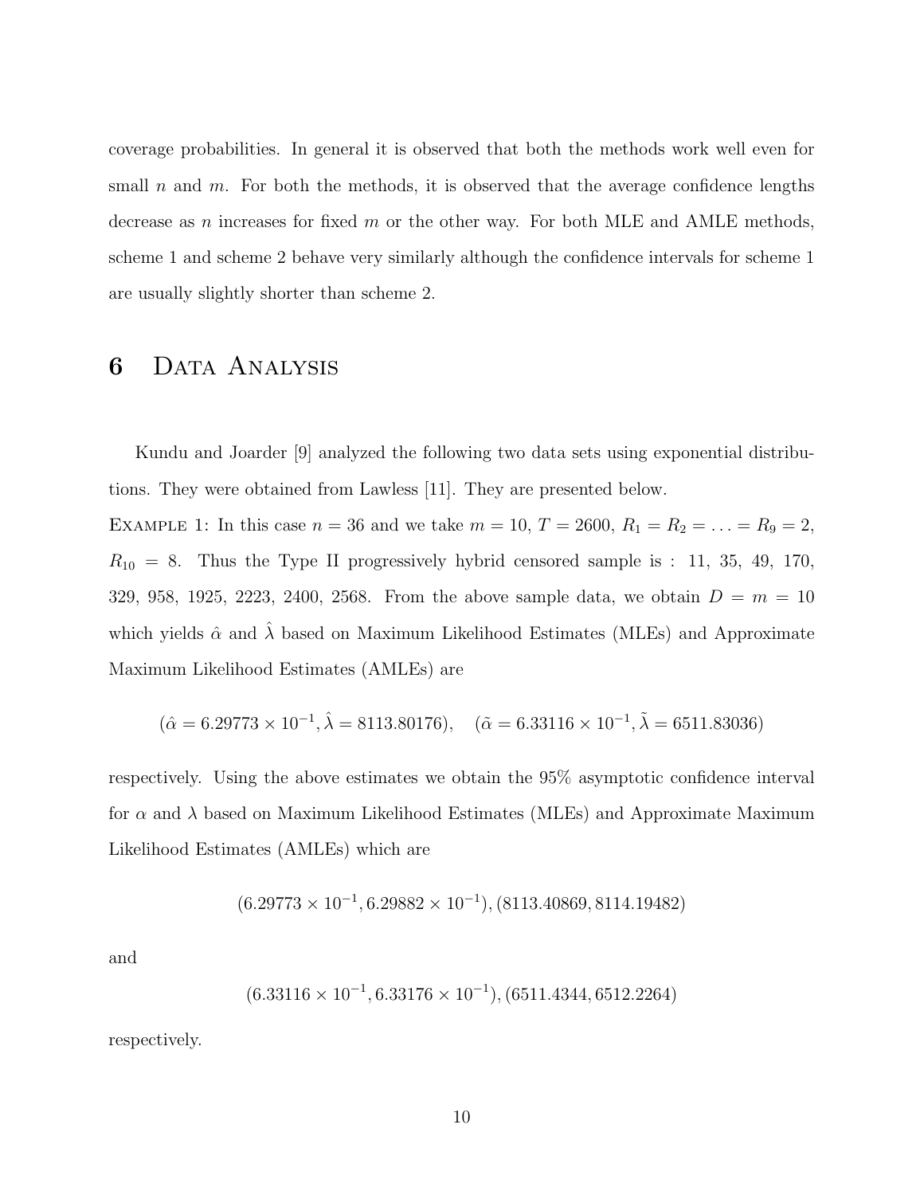coverage probabilities. In general it is observed that both the methods work well even for small $n$ and $m$. For both the methods, it is observed that the average confidence lengths decrease as $n$ increases for fixed $m$ or the other way. For both MLE and AMLE methods, scheme 1 and scheme 2 behave very similarly although the confidence intervals for scheme 1 are usually slightly shorter than scheme 2.

# 6 Data Analysis

Kundu and Joarder [9] analyzed the following two data sets using exponential distributions. They were obtained from Lawless [11]. They are presented below.

Example 1: In this case $n = 36$ and we take $m = 10$, $T = 2600$, $R_1 = R_2 = \ldots = R_9 = 2$, $R_{10} = 8$. Thus the Type II progressively hybrid censored sample is : 11, 35, 49, 170, 329, 958, 1925, 2223, 2400, 2568. From the above sample data, we obtain $D = m = 10$ which yields $\hat{\alpha}$ and $\hat{\lambda}$ based on Maximum Likelihood Estimates (MLEs) and Approximate Maximum Likelihood Estimates (AMLEs) are

$$(\hat{\alpha} = 6.29773 \times 10^{-1}, \hat{\lambda} = 8113.80176), \quad (\tilde{\alpha} = 6.33116 \times 10^{-1}, \tilde{\lambda} = 6511.83036)$$

respectively. Using the above estimates we obtain the 95% asymptotic confidence interval for $\alpha$ and $\lambda$ based on Maximum Likelihood Estimates (MLEs) and Approximate Maximum Likelihood Estimates (AMLEs) which are

$$(6.29773 \times 10^{-1}, 6.29882 \times 10^{-1}), (8113.40869, 8114.19482)$$

and

$$(6.33116 \times 10^{-1}, 6.33176 \times 10^{-1}), (6511.4344, 6512.2264)$$

respectively.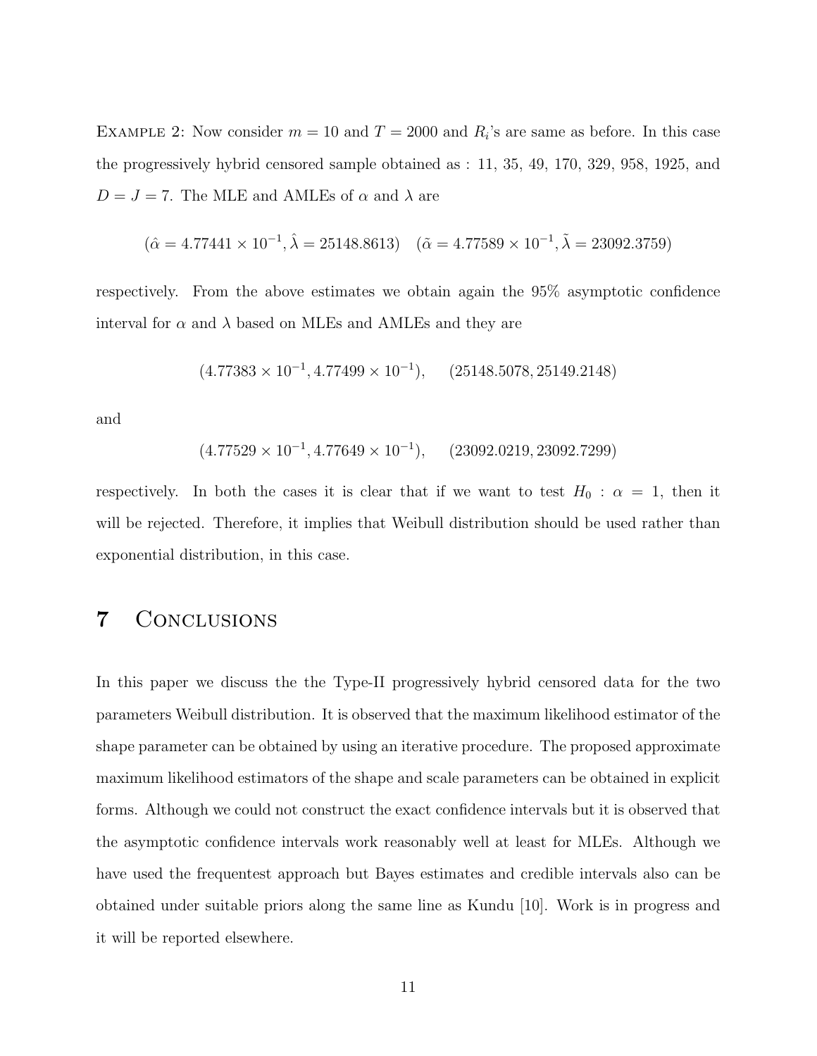EXAMPLE 2: Now consider $m = 10$ and $T = 2000$ and $R_i$'s are same as before. In this case the progressively hybrid censored sample obtained as : 11, 35, 49, 170, 329, 958, 1925, and $D = J = 7$. The MLE and AMLEs of $\alpha$ and $\lambda$ are

$$(\hat{\alpha} = 4.77441 \times 10^{-1}, \hat{\lambda} = 25148.8613) \quad (\tilde{\alpha} = 4.77589 \times 10^{-1}, \tilde{\lambda} = 23092.3759)$$

respectively. From the above estimates we obtain again the 95% asymptotic confidence interval for $\alpha$ and $\lambda$ based on MLEs and AMLEs and they are

$$(4.77383 \times 10^{-1}, 4.77499 \times 10^{-1}), \qquad (25148.5078, 25149.2148)$$

and

$$(4.77529 \times 10^{-1}, 4.77649 \times 10^{-1}), \qquad (23092.0219, 23092.7299)$$

respectively. In both the cases it is clear that if we want to test $H_0 : \alpha = 1$, then it will be rejected. Therefore, it implies that Weibull distribution should be used rather than exponential distribution, in this case.

# 7 CONCLUSIONS

In this paper we discuss the the Type-II progressively hybrid censored data for the two parameters Weibull distribution. It is observed that the maximum likelihood estimator of the shape parameter can be obtained by using an iterative procedure. The proposed approximate maximum likelihood estimators of the shape and scale parameters can be obtained in explicit forms. Although we could not construct the exact confidence intervals but it is observed that the asymptotic confidence intervals work reasonably well at least for MLEs. Although we have used the frequentest approach but Bayes estimates and credible intervals also can be obtained under suitable priors along the same line as Kundu [10]. Work is in progress and it will be reported elsewhere.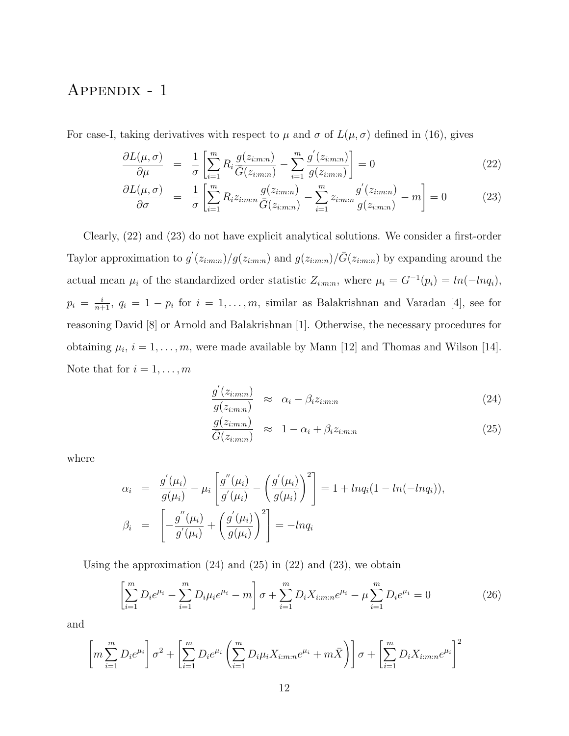# Appendix - 1

For case-I, taking derivatives with respect to $\mu$ and $\sigma$ of $L(\mu, \sigma)$ defined in (16), gives

$$\frac{\partial L(\mu,\sigma)}{\partial \mu} = \frac{1}{\sigma}\left[\sum_{i=1}^{m} R_i \frac{g(z_{i:m:n})}{\bar{G}(z_{i:m:n})} - \sum_{i=1}^{m} \frac{g^{'}(z_{i:m:n})}{g(z_{i:m:n})}\right] = 0 \tag{22}$$

$$\frac{\partial L(\mu,\sigma)}{\partial \sigma} = \frac{1}{\sigma}\left[\sum_{i=1}^{m} R_i z_{i:m:n} \frac{g(z_{i:m:n})}{\bar{G}(z_{i:m:n})} - \sum_{i=1}^{m} z_{i:m:n}\frac{g^{'}(z_{i:m:n})}{g(z_{i:m:n})} - m\right] = 0 \tag{23}$$

Clearly, (22) and (23) do not have explicit analytical solutions. We consider a first-order Taylor approximation to $g^{'}(z_{i:m:n})/g(z_{i:m:n})$ and $g(z_{i:m:n})/\bar{G}(z_{i:m:n})$ by expanding around the actual mean $\mu_i$ of the standardized order statistic $Z_{i:m:n}$, where $\mu_i = G^{-1}(p_i) = ln(-lnq_i)$, $p_i = \frac{i}{n+1}$, $q_i = 1 - p_i$ for $i = 1, \ldots, m$, similar as Balakrishnan and Varadan [4], see for reasoning David [8] or Arnold and Balakrishnan [1]. Otherwise, the necessary procedures for obtaining $\mu_i$, $i = 1, \ldots, m$, were made available by Mann [12] and Thomas and Wilson [14]. Note that for $i = 1, \ldots, m$

$$\frac{g^{'}(z_{i:m:n})}{g(z_{i:m:n})} \approx \alpha_i - \beta_i z_{i:m:n} \tag{24}$$

$$\frac{g(z_{i:m:n})}{\bar{G}(z_{i:m:n})} \approx 1 - \alpha_i + \beta_i z_{i:m:n} \tag{25}$$

where

$$\alpha_i = \frac{g^{'}(\mu_i)}{g(\mu_i)} - \mu_i\left[\frac{g^{''}(\mu_i)}{g^{'}(\mu_i)} - \left(\frac{g^{'}(\mu_i)}{g(\mu_i)}\right)^2\right] = 1 + lnq_i(1 - ln(-lnq_i)),$$

$$\beta_i = \left[-\frac{g^{''}(\mu_i)}{g^{'}(\mu_i)} + \left(\frac{g^{'}(\mu_i)}{g(\mu_i)}\right)^2\right] = -lnq_i$$

Using the approximation (24) and (25) in (22) and (23), we obtain

$$\left[\sum_{i=1}^{m} D_i e^{\mu_i} - \sum_{i=1}^{m} D_i \mu_i e^{\mu_i} - m\right]\sigma + \sum_{i=1}^{m} D_i X_{i:m:n} e^{\mu_i} - \mu \sum_{i=1}^{m} D_i e^{\mu_i} = 0 \tag{26}$$

and

$$\left[m\sum_{i=1}^{m} D_i e^{\mu_i}\right]\sigma^2 + \left[\sum_{i=1}^{m} D_i e^{\mu_i}\left(\sum_{i=1}^{m} D_i \mu_i X_{i:m:n} e^{\mu_i} + m\bar{X}\right)\right]\sigma + \left[\sum_{i=1}^{m} D_i X_{i:m:n} e^{\mu_i}\right]^2$$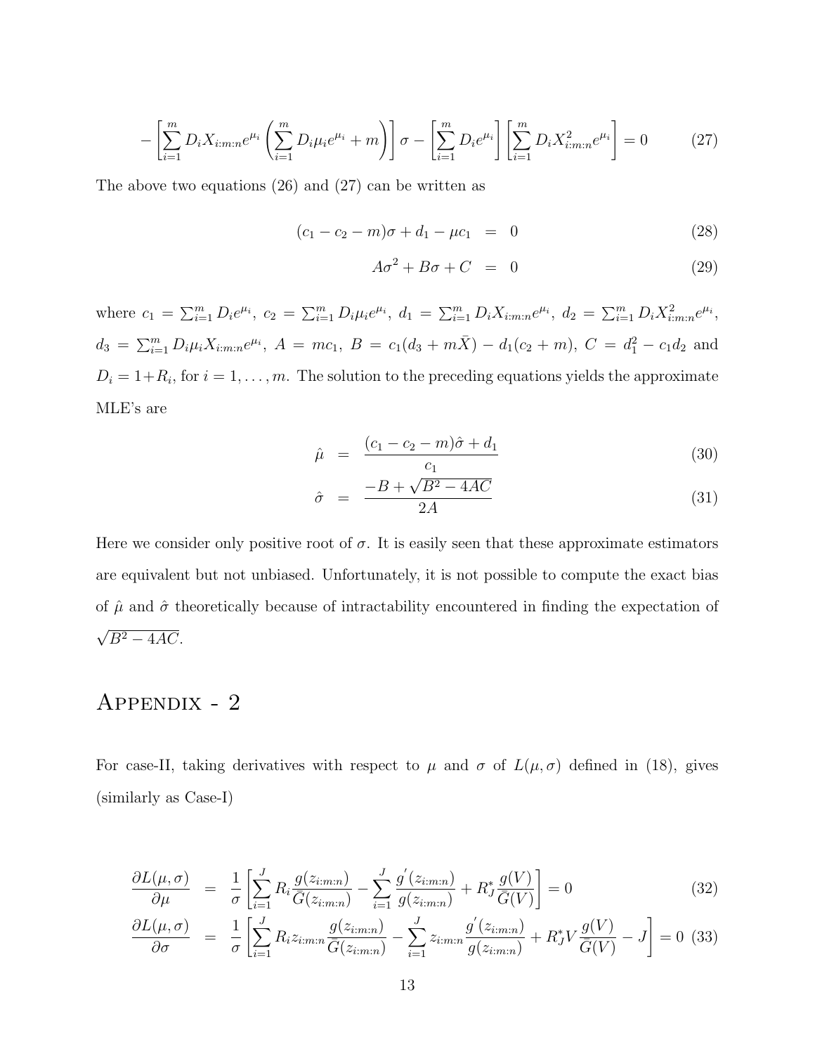$$-\left[\sum_{i=1}^{m} D_i X_{i:m:n} e^{\mu_i} \left(\sum_{i=1}^{m} D_i \mu_i e^{\mu_i} + m\right)\right] \sigma - \left[\sum_{i=1}^{m} D_i e^{\mu_i}\right] \left[\sum_{i=1}^{m} D_i X_{i:m:n}^2 e^{\mu_i}\right] = 0 \tag{27}$$

The above two equations (26) and (27) can be written as

$$(c_1 - c_2 - m)\sigma + d_1 - \mu c_1 = 0 \tag{28}$$

$$A\sigma^2 + B\sigma + C = 0 \tag{29}$$

where $c_1 = \sum_{i=1}^{m} D_i e^{\mu_i}$, $c_2 = \sum_{i=1}^{m} D_i \mu_i e^{\mu_i}$, $d_1 = \sum_{i=1}^{m} D_i X_{i:m:n} e^{\mu_i}$, $d_2 = \sum_{i=1}^{m} D_i X_{i:m:n}^2 e^{\mu_i}$, $d_3 = \sum_{i=1}^{m} D_i \mu_i X_{i:m:n} e^{\mu_i}$, $A = mc_1$, $B = c_1(d_3 + m\bar{X}) - d_1(c_2 + m)$, $C = d_1^2 - c_1 d_2$ and $D_i = 1 + R_i$, for $i = 1, \ldots, m$. The solution to the preceding equations yields the approximate MLE's are

$$\hat{\mu} = \frac{(c_1 - c_2 - m)\hat{\sigma} + d_1}{c_1} \tag{30}$$

$$\hat{\sigma} = \frac{-B + \sqrt{B^2 - 4AC}}{2A} \tag{31}$$

Here we consider only positive root of $\sigma$. It is easily seen that these approximate estimators are equivalent but not unbiased. Unfortunately, it is not possible to compute the exact bias of $\hat{\mu}$ and $\hat{\sigma}$ theoretically because of intractability encountered in finding the expectation of $\sqrt{B^2 - 4AC}$.

# Appendix - 2

For case-II, taking derivatives with respect to $\mu$ and $\sigma$ of $L(\mu, \sigma)$ defined in (18), gives (similarly as Case-I)

$$\frac{\partial L(\mu, \sigma)}{\partial \mu} = \frac{1}{\sigma} \left[\sum_{i=1}^{J} R_i \frac{g(z_{i:m:n})}{\bar{G}(z_{i:m:n})} - \sum_{i=1}^{J} \frac{g'(z_{i:m:n})}{g(z_{i:m:n})} + R_J^* \frac{g(V)}{\bar{G}(V)}\right] = 0 \tag{32}$$

$$\frac{\partial L(\mu, \sigma)}{\partial \sigma} = \frac{1}{\sigma} \left[\sum_{i=1}^{J} R_i z_{i:m:n} \frac{g(z_{i:m:n})}{\bar{G}(z_{i:m:n})} - \sum_{i=1}^{J} z_{i:m:n} \frac{g'(z_{i:m:n})}{g(z_{i:m:n})} + R_J^* V \frac{g(V)}{\bar{G}(V)} - J\right] = 0 \tag{33}$$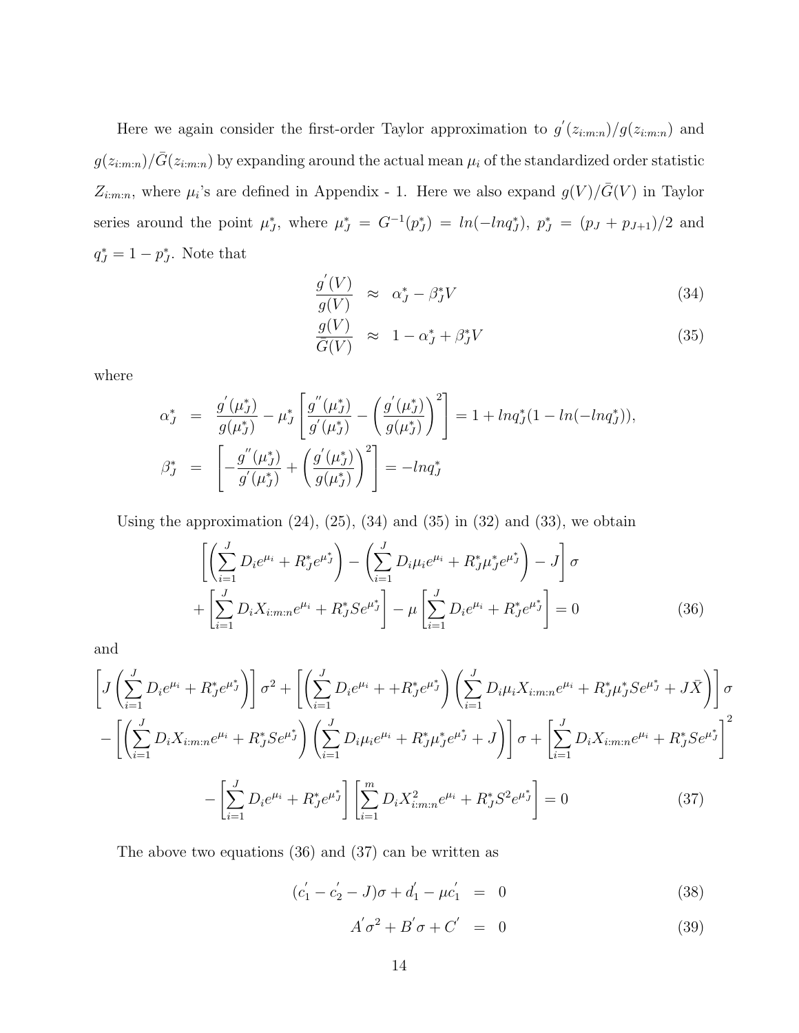Here we again consider the first-order Taylor approximation to $g^{'}(z_{i:m:n})/g(z_{i:m:n})$ and $g(z_{i:m:n})/\bar{G}(z_{i:m:n})$ by expanding around the actual mean $\mu_i$ of the standardized order statistic $Z_{i:m:n}$, where $\mu_i$'s are defined in Appendix - 1. Here we also expand $g(V)/\bar{G}(V)$ in Taylor series around the point $\mu_J^*$, where $\mu_J^* = G^{-1}(p_J^*) = ln(-lnq_J^*)$, $p_J^* = (p_J + p_{J+1})/2$ and $q_J^* = 1 - p_J^*$. Note that

$$
\begin{aligned}
\frac{g^{'}(V)}{g(V)} &\approx \alpha_J^* - \beta_J^* V & (34)\\
\frac{g(V)}{\bar{G}(V)} &\approx 1 - \alpha_J^* + \beta_J^* V & (35)
\end{aligned}
$$

where

$$
\begin{aligned}
\alpha_J^* &= \frac{g^{'}(\mu_J^*)}{g(\mu_J^*)} - \mu_J^* \left[ \frac{g^{''}(\mu_J^*)}{g^{'}(\mu_J^*)} - \left( \frac{g^{'}(\mu_J^*)}{g(\mu_J^*)} \right)^2 \right] = 1 + lnq_J^*(1 - ln(-lnq_J^*)),\\
\beta_J^* &= \left[ -\frac{g^{''}(\mu_J^*)}{g^{'}(\mu_J^*)} + \left( \frac{g^{'}(\mu_J^*)}{g(\mu_J^*)} \right)^2 \right] = -lnq_J^*
\end{aligned}
$$

Using the approximation (24), (25), (34) and (35) in (32) and (33), we obtain

$$
\begin{aligned}
&\left[ \left( \sum_{i=1}^{J} D_i e^{\mu_i} + R_J^* e^{\mu_J^*} \right) - \left( \sum_{i=1}^{J} D_i \mu_i e^{\mu_i} + R_J^* \mu_J^* e^{\mu_J^*} \right) - J \right] \sigma \\
&+ \left[ \sum_{i=1}^{J} D_i X_{i:m:n} e^{\mu_i} + R_J^* S e^{\mu_J^*} \right] - \mu \left[ \sum_{i=1}^{J} D_i e^{\mu_i} + R_J^* e^{\mu_J^*} \right] = 0 \qquad (36)
\end{aligned}
$$

and

$$
\begin{aligned}
&\left[ J \left( \sum_{i=1}^{J} D_i e^{\mu_i} + R_J^* e^{\mu_J^*} \right) \right] \sigma^2 + \left[ \left( \sum_{i=1}^{J} D_i e^{\mu_i} + + R_J^* e^{\mu_J^*} \right) \left( \sum_{i=1}^{J} D_i \mu_i X_{i:m:n} e^{\mu_i} + R_J^* \mu_J^* S e^{\mu_J^*} + J\bar{X} \right) \right] \sigma \\
&- \left[ \left( \sum_{i=1}^{J} D_i X_{i:m:n} e^{\mu_i} + R_J^* S e^{\mu_J^*} \right) \left( \sum_{i=1}^{J} D_i \mu_i e^{\mu_i} + R_J^* \mu_J^* e^{\mu_J^*} + J \right) \right] \sigma + \left[ \sum_{i=1}^{J} D_i X_{i:m:n} e^{\mu_i} + R_J^* S e^{\mu_J^*} \right]^2 \\
&- \left[ \sum_{i=1}^{J} D_i e^{\mu_i} + R_J^* e^{\mu_J^*} \right] \left[ \sum_{i=1}^{m} D_i X_{i:m:n}^2 e^{\mu_i} + R_J^* S^2 e^{\mu_J^*} \right] = 0 \qquad (37)
\end{aligned}
$$

The above two equations (36) and (37) can be written as

$$
\begin{aligned}
(c_1^{'} - c_2^{'} - J)\sigma + d_1^{'} - \mu c_1^{'} &= 0 & (38)\\
A^{'}\sigma^2 + B^{'}\sigma + C^{'} &= 0 & (39)
\end{aligned}
$$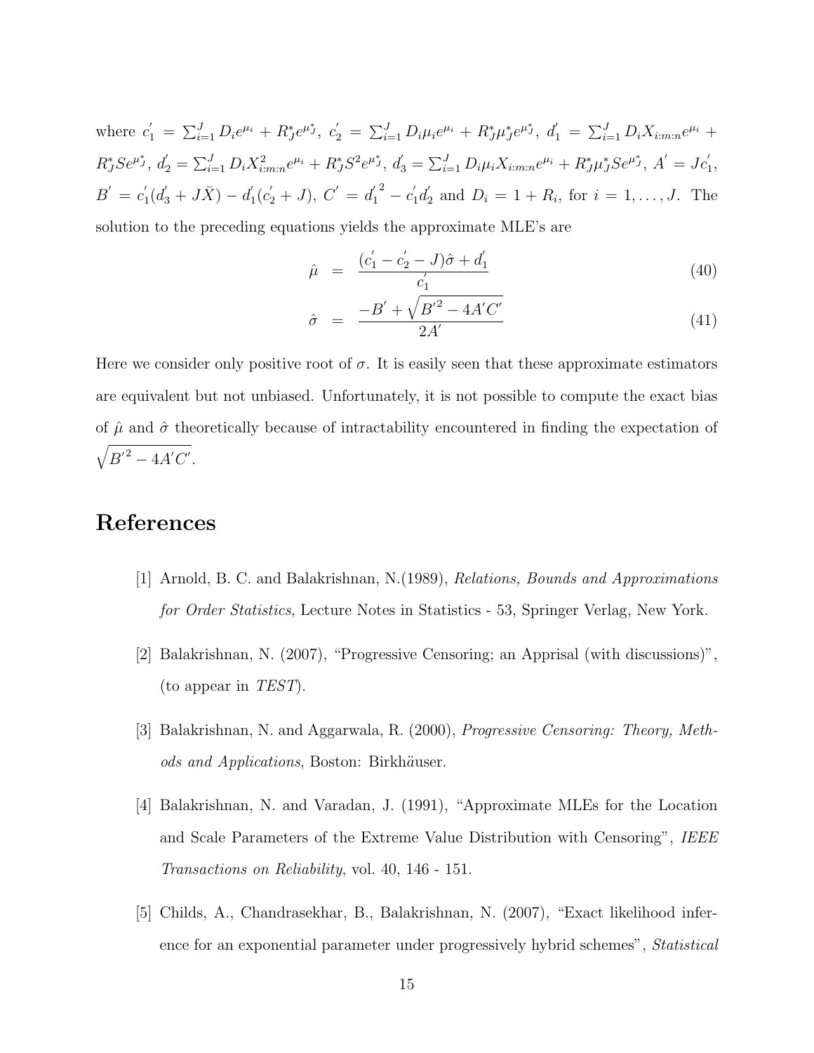where $c_1' = \sum_{i=1}^{J} D_i e^{\mu_i} + R_J^* e^{\mu_J^*}$, $c_2' = \sum_{i=1}^{J} D_i \mu_i e^{\mu_i} + R_J^* \mu_J^* e^{\mu_J^*}$, $d_1' = \sum_{i=1}^{J} D_i X_{i:m:n} e^{\mu_i} + R_J^* S e^{\mu_J^*}$, $d_2' = \sum_{i=1}^{J} D_i X_{i:m:n}^2 e^{\mu_i} + R_J^* S^2 e^{\mu_J^*}$, $d_3' = \sum_{i=1}^{J} D_i \mu_i X_{i:m:n} e^{\mu_i} + R_J^* \mu_J^* S e^{\mu_J^*}$, $A' = J c_1'$, $B' = c_1'(d_3' + J\bar{X}) - d_1'(c_2' + J)$, $C' = {d_1'}^2 - c_1' d_2'$ and $D_i = 1 + R_i$, for $i = 1, \ldots, J$. The solution to the preceding equations yields the approximate MLE's are

$$\hat{\mu} = \frac{(c_1' - c_2' - J)\hat{\sigma} + d_1'}{c_1'} \tag{40}$$

$$\hat{\sigma} = \frac{-B' + \sqrt{{B'}^2 - 4A'C'}}{2A'} \tag{41}$$

Here we consider only positive root of $\sigma$. It is easily seen that these approximate estimators are equivalent but not unbiased. Unfortunately, it is not possible to compute the exact bias of $\hat{\mu}$ and $\hat{\sigma}$ theoretically because of intractability encountered in finding the expectation of $\sqrt{{B'}^2 - 4A'C'}$.

# References

[1] Arnold, B. C. and Balakrishnan, N.(1989), *Relations, Bounds and Approximations for Order Statistics*, Lecture Notes in Statistics - 53, Springer Verlag, New York.

[2] Balakrishnan, N. (2007), "Progressive Censoring; an Apprisal (with discussions)", (to appear in *TEST*).

[3] Balakrishnan, N. and Aggarwala, R. (2000), *Progressive Censoring: Theory, Methods and Applications*, Boston: Birkhäuser.

[4] Balakrishnan, N. and Varadan, J. (1991), "Approximate MLEs for the Location and Scale Parameters of the Extreme Value Distribution with Censoring", *IEEE Transactions on Reliability*, vol. 40, 146 - 151.

[5] Childs, A., Chandrasekhar, B., Balakrishnan, N. (2007), "Exact likelihood inference for an exponential parameter under progressively hybrid schemes", *Statistical*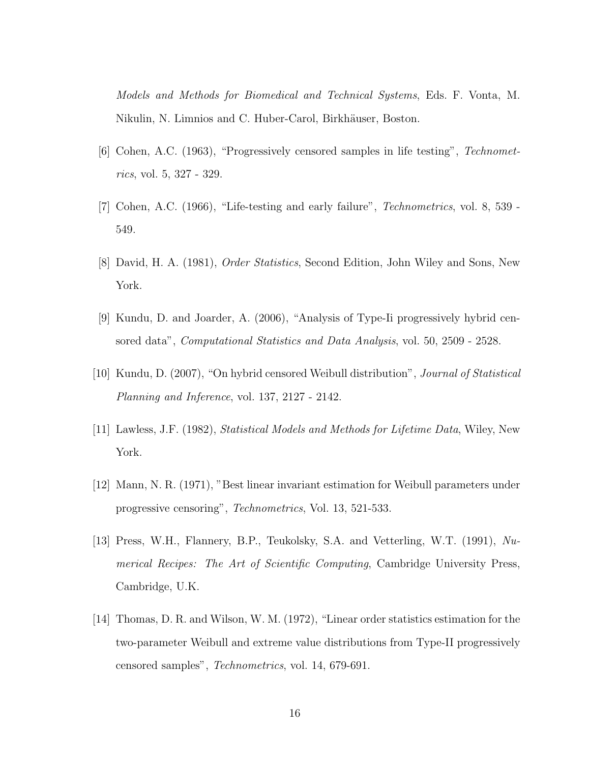*Models and Methods for Biomedical and Technical Systems*, Eds. F. Vonta, M. Nikulin, N. Limnios and C. Huber-Carol, Birkhäuser, Boston.

[6] Cohen, A.C. (1963), "Progressively censored samples in life testing", *Technometrics*, vol. 5, 327 - 329.

[7] Cohen, A.C. (1966), "Life-testing and early failure", *Technometrics*, vol. 8, 539 - 549.

[8] David, H. A. (1981), *Order Statistics*, Second Edition, John Wiley and Sons, New York.

[9] Kundu, D. and Joarder, A. (2006), "Analysis of Type-Ii progressively hybrid censored data", *Computational Statistics and Data Analysis*, vol. 50, 2509 - 2528.

[10] Kundu, D. (2007), "On hybrid censored Weibull distribution", *Journal of Statistical Planning and Inference*, vol. 137, 2127 - 2142.

[11] Lawless, J.F. (1982), *Statistical Models and Methods for Lifetime Data*, Wiley, New York.

[12] Mann, N. R. (1971), "Best linear invariant estimation for Weibull parameters under progressive censoring", *Technometrics*, Vol. 13, 521-533.

[13] Press, W.H., Flannery, B.P., Teukolsky, S.A. and Vetterling, W.T. (1991), *Numerical Recipes: The Art of Scientific Computing*, Cambridge University Press, Cambridge, U.K.

[14] Thomas, D. R. and Wilson, W. M. (1972), "Linear order statistics estimation for the two-parameter Weibull and extreme value distributions from Type-II progressively censored samples", *Technometrics*, vol. 14, 679-691.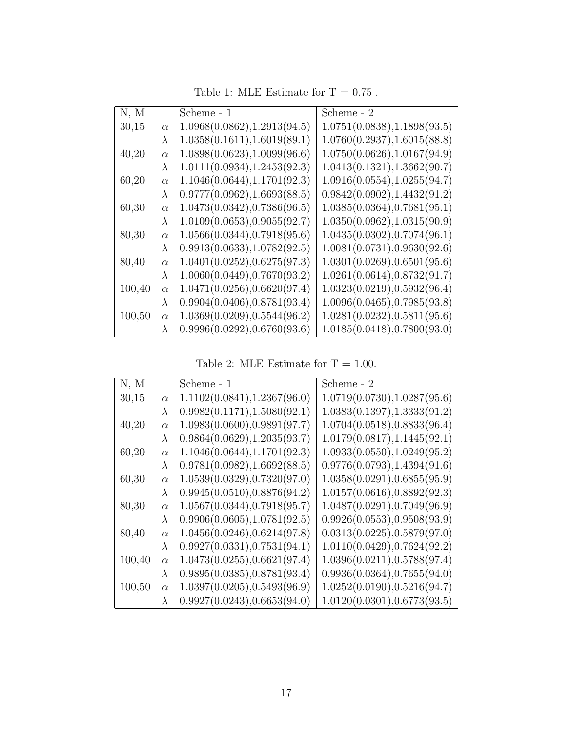Table 1: MLE Estimate for T = 0.75 .

| N, M | | Scheme - 1 | Scheme - 2 |
|---|---|---|---|
| 30,15 | $\alpha$ | 1.0968(0.0862),1.2913(94.5) | 1.0751(0.0838),1.1898(93.5) |
| | $\lambda$ | 1.0358(0.1611),1.6019(89.1) | 1.0760(0.2937),1.6015(88.8) |
| 40,20 | $\alpha$ | 1.0898(0.0623),1.0099(96.6) | 1.0750(0.0626),1.0167(94.9) |
| | $\lambda$ | 1.0111(0.0934),1.2453(92.3) | 1.0413(0.1321),1.3662(90.7) |
| 60,20 | $\alpha$ | 1.1046(0.0644),1.1701(92.3) | 1.0916(0.0554),1.0255(94.7) |
| | $\lambda$ | 0.9777(0.0962),1.6693(88.5) | 0.9842(0.0902),1.4432(91.2) |
| 60,30 | $\alpha$ | 1.0473(0.0342),0.7386(96.5) | 1.0385(0.0364),0.7681(95.1) |
| | $\lambda$ | 1.0109(0.0653),0.9055(92.7) | 1.0350(0.0962),1.0315(90.9) |
| 80,30 | $\alpha$ | 1.0566(0.0344),0.7918(95.6) | 1.0435(0.0302),0.7074(96.1) |
| | $\lambda$ | 0.9913(0.0633),1.0782(92.5) | 1.0081(0.0731),0.9630(92.6) |
| 80,40 | $\alpha$ | 1.0401(0.0252),0.6275(97.3) | 1.0301(0.0269),0.6501(95.6) |
| | $\lambda$ | 1.0060(0.0449),0.7670(93.2) | 1.0261(0.0614),0.8732(91.7) |
| 100,40 | $\alpha$ | 1.0471(0.0256),0.6620(97.4) | 1.0323(0.0219),0.5932(96.4) |
| | $\lambda$ | 0.9904(0.0406),0.8781(93.4) | 1.0096(0.0465),0.7985(93.8) |
| 100,50 | $\alpha$ | 1.0369(0.0209),0.5544(96.2) | 1.0281(0.0232),0.5811(95.6) |
| | $\lambda$ | 0.9996(0.0292),0.6760(93.6) | 1.0185(0.0418),0.7800(93.0) |

Table 2: MLE Estimate for T = 1.00.

| N, M | | Scheme - 1 | Scheme - 2 |
|---|---|---|---|
| 30,15 | $\alpha$ | 1.1102(0.0841),1.2367(96.0) | 1.0719(0.0730),1.0287(95.6) |
| | $\lambda$ | 0.9982(0.1171),1.5080(92.1) | 1.0383(0.1397),1.3333(91.2) |
| 40,20 | $\alpha$ | 1.0983(0.0600),0.9891(97.7) | 1.0704(0.0518),0.8833(96.4) |
| | $\lambda$ | 0.9864(0.0629),1.2035(93.7) | 1.0179(0.0817),1.1445(92.1) |
| 60,20 | $\alpha$ | 1.1046(0.0644),1.1701(92.3) | 1.0933(0.0550),1.0249(95.2) |
| | $\lambda$ | 0.9781(0.0982),1.6692(88.5) | 0.9776(0.0793),1.4394(91.6) |
| 60,30 | $\alpha$ | 1.0539(0.0329),0.7320(97.0) | 1.0358(0.0291),0.6855(95.9) |
| | $\lambda$ | 0.9945(0.0510),0.8876(94.2) | 1.0157(0.0616),0.8892(92.3) |
| 80,30 | $\alpha$ | 1.0567(0.0344),0.7918(95.7) | 1.0487(0.0291),0.7049(96.9) |
| | $\lambda$ | 0.9906(0.0605),1.0781(92.5) | 0.9926(0.0553),0.9508(93.9) |
| 80,40 | $\alpha$ | 1.0456(0.0246),0.6214(97.8) | 0.0313(0.0225),0.5879(97.0) |
| | $\lambda$ | 0.9927(0.0331),0.7531(94.1) | 1.0110(0.0429),0.7624(92.2) |
| 100,40 | $\alpha$ | 1.0473(0.0255),0.6621(97.4) | 1.0396(0.0211),0.5788(97.4) |
| | $\lambda$ | 0.9895(0.0385),0.8781(93.4) | 0.9936(0.0364),0.7655(94.0) |
| 100,50 | $\alpha$ | 1.0397(0.0205),0.5493(96.9) | 1.0252(0.0190),0.5216(94.7) |
| | $\lambda$ | 0.9927(0.0243),0.6653(94.0) | 1.0120(0.0301),0.6773(93.5) |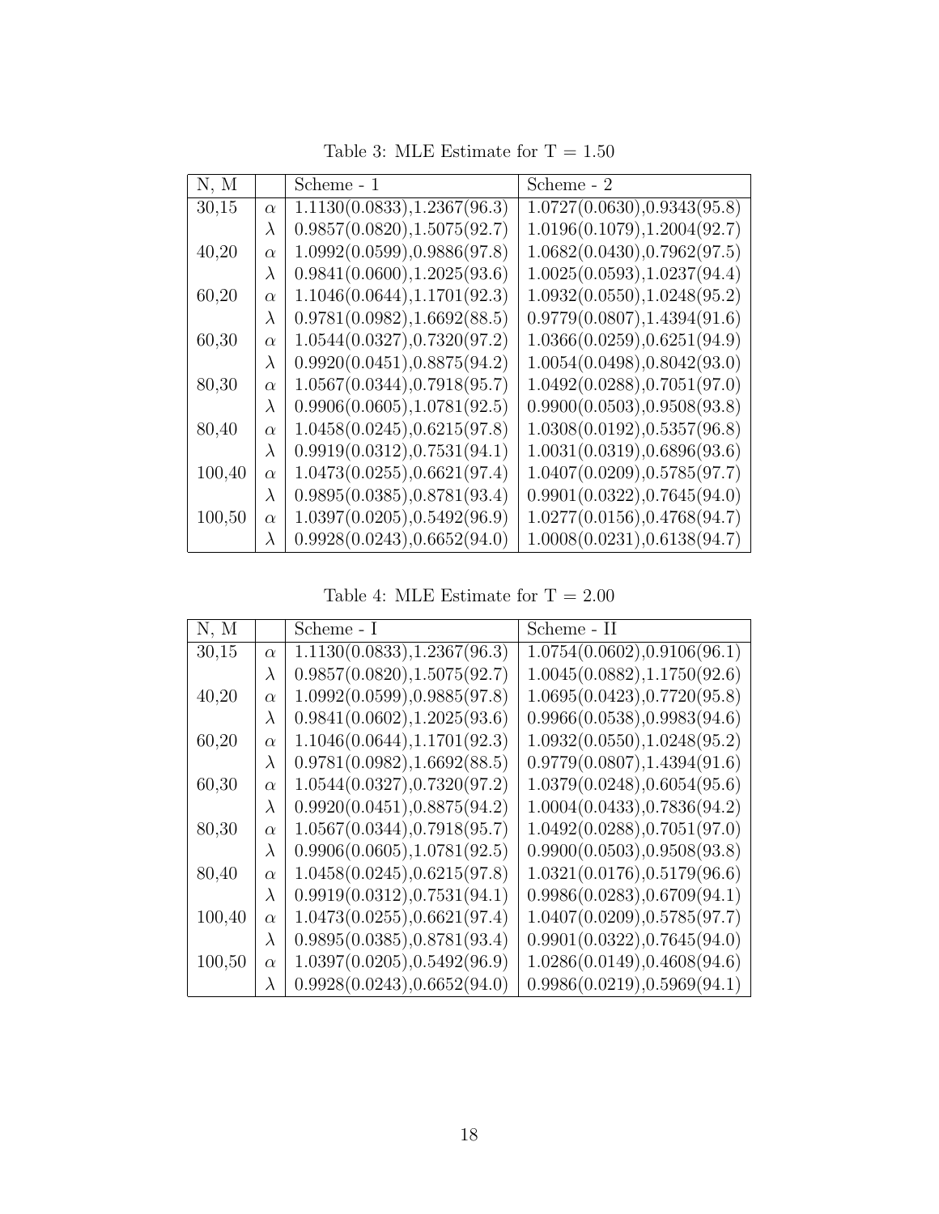Table 3: MLE Estimate for T = 1.50

| N, M | | Scheme - 1 | Scheme - 2 |
|---|---|---|---|
| 30,15 | $\alpha$ | 1.1130(0.0833),1.2367(96.3) | 1.0727(0.0630),0.9343(95.8) |
| | $\lambda$ | 0.9857(0.0820),1.5075(92.7) | 1.0196(0.1079),1.2004(92.7) |
| 40,20 | $\alpha$ | 1.0992(0.0599),0.9886(97.8) | 1.0682(0.0430),0.7962(97.5) |
| | $\lambda$ | 0.9841(0.0600),1.2025(93.6) | 1.0025(0.0593),1.0237(94.4) |
| 60,20 | $\alpha$ | 1.1046(0.0644),1.1701(92.3) | 1.0932(0.0550),1.0248(95.2) |
| | $\lambda$ | 0.9781(0.0982),1.6692(88.5) | 0.9779(0.0807),1.4394(91.6) |
| 60,30 | $\alpha$ | 1.0544(0.0327),0.7320(97.2) | 1.0366(0.0259),0.6251(94.9) |
| | $\lambda$ | 0.9920(0.0451),0.8875(94.2) | 1.0054(0.0498),0.8042(93.0) |
| 80,30 | $\alpha$ | 1.0567(0.0344),0.7918(95.7) | 1.0492(0.0288),0.7051(97.0) |
| | $\lambda$ | 0.9906(0.0605),1.0781(92.5) | 0.9900(0.0503),0.9508(93.8) |
| 80,40 | $\alpha$ | 1.0458(0.0245),0.6215(97.8) | 1.0308(0.0192),0.5357(96.8) |
| | $\lambda$ | 0.9919(0.0312),0.7531(94.1) | 1.0031(0.0319),0.6896(93.6) |
| 100,40 | $\alpha$ | 1.0473(0.0255),0.6621(97.4) | 1.0407(0.0209),0.5785(97.7) |
| | $\lambda$ | 0.9895(0.0385),0.8781(93.4) | 0.9901(0.0322),0.7645(94.0) |
| 100,50 | $\alpha$ | 1.0397(0.0205),0.5492(96.9) | 1.0277(0.0156),0.4768(94.7) |
| | $\lambda$ | 0.9928(0.0243),0.6652(94.0) | 1.0008(0.0231),0.6138(94.7) |

Table 4: MLE Estimate for T = 2.00

| N, M | | Scheme - I | Scheme - II |
|---|---|---|---|
| 30,15 | $\alpha$ | 1.1130(0.0833),1.2367(96.3) | 1.0754(0.0602),0.9106(96.1) |
| | $\lambda$ | 0.9857(0.0820),1.5075(92.7) | 1.0045(0.0882),1.1750(92.6) |
| 40,20 | $\alpha$ | 1.0992(0.0599),0.9885(97.8) | 1.0695(0.0423),0.7720(95.8) |
| | $\lambda$ | 0.9841(0.0602),1.2025(93.6) | 0.9966(0.0538),0.9983(94.6) |
| 60,20 | $\alpha$ | 1.1046(0.0644),1.1701(92.3) | 1.0932(0.0550),1.0248(95.2) |
| | $\lambda$ | 0.9781(0.0982),1.6692(88.5) | 0.9779(0.0807),1.4394(91.6) |
| 60,30 | $\alpha$ | 1.0544(0.0327),0.7320(97.2) | 1.0379(0.0248),0.6054(95.6) |
| | $\lambda$ | 0.9920(0.0451),0.8875(94.2) | 1.0004(0.0433),0.7836(94.2) |
| 80,30 | $\alpha$ | 1.0567(0.0344),0.7918(95.7) | 1.0492(0.0288),0.7051(97.0) |
| | $\lambda$ | 0.9906(0.0605),1.0781(92.5) | 0.9900(0.0503),0.9508(93.8) |
| 80,40 | $\alpha$ | 1.0458(0.0245),0.6215(97.8) | 1.0321(0.0176),0.5179(96.6) |
| | $\lambda$ | 0.9919(0.0312),0.7531(94.1) | 0.9986(0.0283),0.6709(94.1) |
| 100,40 | $\alpha$ | 1.0473(0.0255),0.6621(97.4) | 1.0407(0.0209),0.5785(97.7) |
| | $\lambda$ | 0.9895(0.0385),0.8781(93.4) | 0.9901(0.0322),0.7645(94.0) |
| 100,50 | $\alpha$ | 1.0397(0.0205),0.5492(96.9) | 1.0286(0.0149),0.4608(94.6) |
| | $\lambda$ | 0.9928(0.0243),0.6652(94.0) | 0.9986(0.0219),0.5969(94.1) |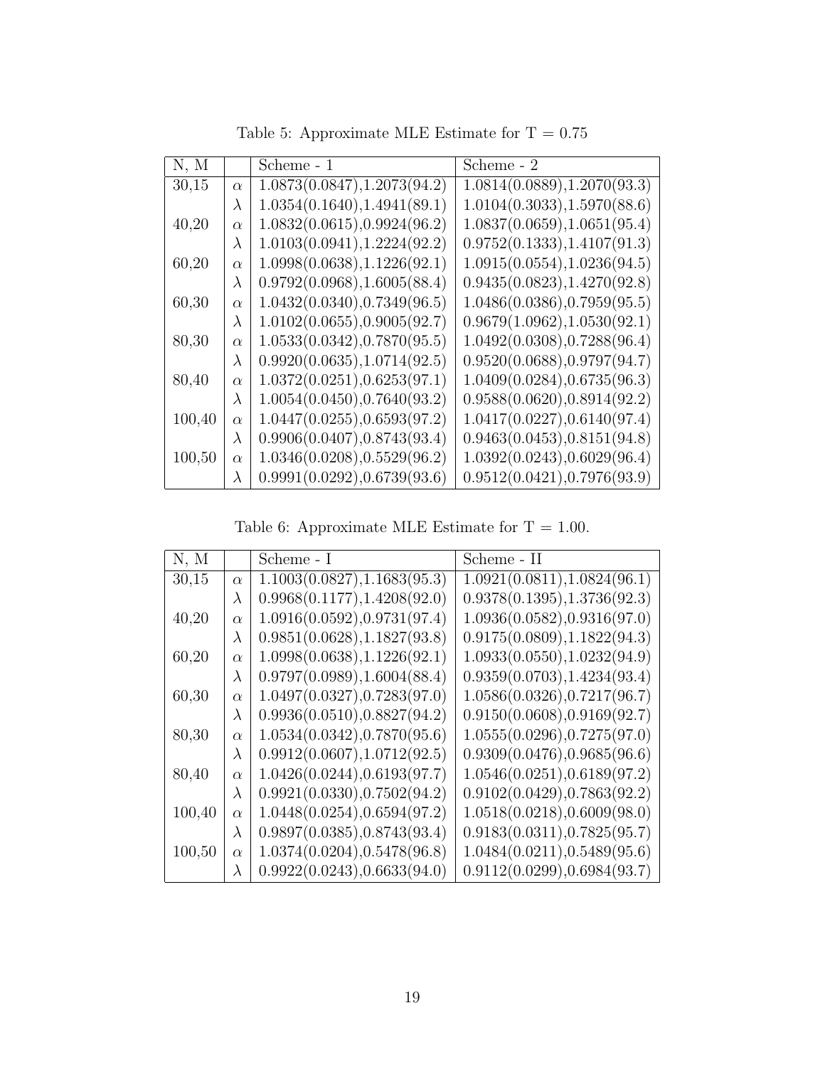Table 5: Approximate MLE Estimate for T = 0.75

| N, M | | Scheme - 1 | Scheme - 2 |
|---|---|---|---|
| 30,15 | $\alpha$ | 1.0873(0.0847),1.2073(94.2) | 1.0814(0.0889),1.2070(93.3) |
| | $\lambda$ | 1.0354(0.1640),1.4941(89.1) | 1.0104(0.3033),1.5970(88.6) |
| 40,20 | $\alpha$ | 1.0832(0.0615),0.9924(96.2) | 1.0837(0.0659),1.0651(95.4) |
| | $\lambda$ | 1.0103(0.0941),1.2224(92.2) | 0.9752(0.1333),1.4107(91.3) |
| 60,20 | $\alpha$ | 1.0998(0.0638),1.1226(92.1) | 1.0915(0.0554),1.0236(94.5) |
| | $\lambda$ | 0.9792(0.0968),1.6005(88.4) | 0.9435(0.0823),1.4270(92.8) |
| 60,30 | $\alpha$ | 1.0432(0.0340),0.7349(96.5) | 1.0486(0.0386),0.7959(95.5) |
| | $\lambda$ | 1.0102(0.0655),0.9005(92.7) | 0.9679(1.0962),1.0530(92.1) |
| 80,30 | $\alpha$ | 1.0533(0.0342),0.7870(95.5) | 1.0492(0.0308),0.7288(96.4) |
| | $\lambda$ | 0.9920(0.0635),1.0714(92.5) | 0.9520(0.0688),0.9797(94.7) |
| 80,40 | $\alpha$ | 1.0372(0.0251),0.6253(97.1) | 1.0409(0.0284),0.6735(96.3) |
| | $\lambda$ | 1.0054(0.0450),0.7640(93.2) | 0.9588(0.0620),0.8914(92.2) |
| 100,40 | $\alpha$ | 1.0447(0.0255),0.6593(97.2) | 1.0417(0.0227),0.6140(97.4) |
| | $\lambda$ | 0.9906(0.0407),0.8743(93.4) | 0.9463(0.0453),0.8151(94.8) |
| 100,50 | $\alpha$ | 1.0346(0.0208),0.5529(96.2) | 1.0392(0.0243),0.6029(96.4) |
| | $\lambda$ | 0.9991(0.0292),0.6739(93.6) | 0.9512(0.0421),0.7976(93.9) |

Table 6: Approximate MLE Estimate for T = 1.00.

| N, M | | Scheme - I | Scheme - II |
|---|---|---|---|
| 30,15 | $\alpha$ | 1.1003(0.0827),1.1683(95.3) | 1.0921(0.0811),1.0824(96.1) |
| | $\lambda$ | 0.9968(0.1177),1.4208(92.0) | 0.9378(0.1395),1.3736(92.3) |
| 40,20 | $\alpha$ | 1.0916(0.0592),0.9731(97.4) | 1.0936(0.0582),0.9316(97.0) |
| | $\lambda$ | 0.9851(0.0628),1.1827(93.8) | 0.9175(0.0809),1.1822(94.3) |
| 60,20 | $\alpha$ | 1.0998(0.0638),1.1226(92.1) | 1.0933(0.0550),1.0232(94.9) |
| | $\lambda$ | 0.9797(0.0989),1.6004(88.4) | 0.9359(0.0703),1.4234(93.4) |
| 60,30 | $\alpha$ | 1.0497(0.0327),0.7283(97.0) | 1.0586(0.0326),0.7217(96.7) |
| | $\lambda$ | 0.9936(0.0510),0.8827(94.2) | 0.9150(0.0608),0.9169(92.7) |
| 80,30 | $\alpha$ | 1.0534(0.0342),0.7870(95.6) | 1.0555(0.0296),0.7275(97.0) |
| | $\lambda$ | 0.9912(0.0607),1.0712(92.5) | 0.9309(0.0476),0.9685(96.6) |
| 80,40 | $\alpha$ | 1.0426(0.0244),0.6193(97.7) | 1.0546(0.0251),0.6189(97.2) |
| | $\lambda$ | 0.9921(0.0330),0.7502(94.2) | 0.9102(0.0429),0.7863(92.2) |
| 100,40 | $\alpha$ | 1.0448(0.0254),0.6594(97.2) | 1.0518(0.0218),0.6009(98.0) |
| | $\lambda$ | 0.9897(0.0385),0.8743(93.4) | 0.9183(0.0311),0.7825(95.7) |
| 100,50 | $\alpha$ | 1.0374(0.0204),0.5478(96.8) | 1.0484(0.0211),0.5489(95.6) |
| | $\lambda$ | 0.9922(0.0243),0.6633(94.0) | 0.9112(0.0299),0.6984(93.7) |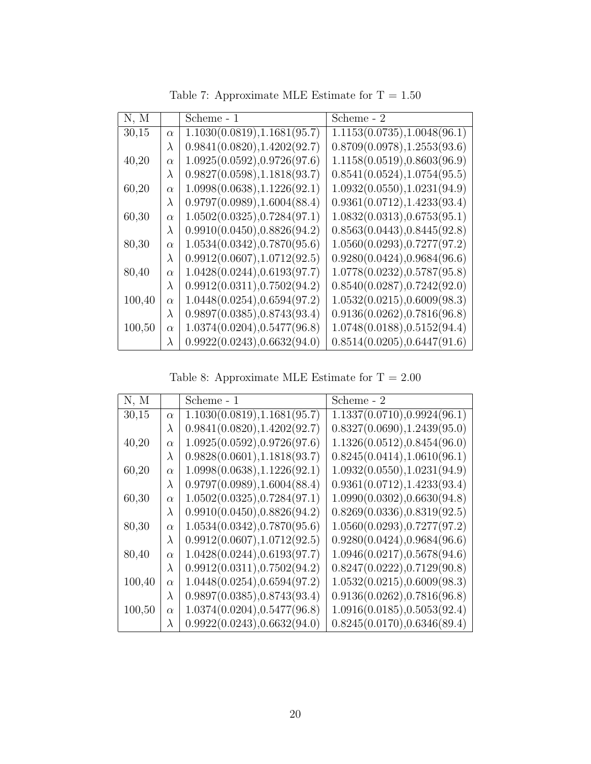Table 7: Approximate MLE Estimate for T = 1.50

| N, M | | Scheme - 1 | Scheme - 2 |
|---|---|---|---|
| 30,15 | $\alpha$ | 1.1030(0.0819),1.1681(95.7) | 1.1153(0.0735),1.0048(96.1) |
| | $\lambda$ | 0.9841(0.0820),1.4202(92.7) | 0.8709(0.0978),1.2553(93.6) |
| 40,20 | $\alpha$ | 1.0925(0.0592),0.9726(97.6) | 1.1158(0.0519),0.8603(96.9) |
| | $\lambda$ | 0.9827(0.0598),1.1818(93.7) | 0.8541(0.0524),1.0754(95.5) |
| 60,20 | $\alpha$ | 1.0998(0.0638),1.1226(92.1) | 1.0932(0.0550),1.0231(94.9) |
| | $\lambda$ | 0.9797(0.0989),1.6004(88.4) | 0.9361(0.0712),1.4233(93.4) |
| 60,30 | $\alpha$ | 1.0502(0.0325),0.7284(97.1) | 1.0832(0.0313),0.6753(95.1) |
| | $\lambda$ | 0.9910(0.0450),0.8826(94.2) | 0.8563(0.0443),0.8445(92.8) |
| 80,30 | $\alpha$ | 1.0534(0.0342),0.7870(95.6) | 1.0560(0.0293),0.7277(97.2) |
| | $\lambda$ | 0.9912(0.0607),1.0712(92.5) | 0.9280(0.0424),0.9684(96.6) |
| 80,40 | $\alpha$ | 1.0428(0.0244),0.6193(97.7) | 1.0778(0.0232),0.5787(95.8) |
| | $\lambda$ | 0.9912(0.0311),0.7502(94.2) | 0.8540(0.0287),0.7242(92.0) |
| 100,40 | $\alpha$ | 1.0448(0.0254),0.6594(97.2) | 1.0532(0.0215),0.6009(98.3) |
| | $\lambda$ | 0.9897(0.0385),0.8743(93.4) | 0.9136(0.0262),0.7816(96.8) |
| 100,50 | $\alpha$ | 1.0374(0.0204),0.5477(96.8) | 1.0748(0.0188),0.5152(94.4) |
| | $\lambda$ | 0.9922(0.0243),0.6632(94.0) | 0.8514(0.0205),0.6447(91.6) |

Table 8: Approximate MLE Estimate for T = 2.00

| N, M | | Scheme - 1 | Scheme - 2 |
|---|---|---|---|
| 30,15 | $\alpha$ | 1.1030(0.0819),1.1681(95.7) | 1.1337(0.0710),0.9924(96.1) |
| | $\lambda$ | 0.9841(0.0820),1.4202(92.7) | 0.8327(0.0690),1.2439(95.0) |
| 40,20 | $\alpha$ | 1.0925(0.0592),0.9726(97.6) | 1.1326(0.0512),0.8454(96.0) |
| | $\lambda$ | 0.9828(0.0601),1.1818(93.7) | 0.8245(0.0414),1.0610(96.1) |
| 60,20 | $\alpha$ | 1.0998(0.0638),1.1226(92.1) | 1.0932(0.0550),1.0231(94.9) |
| | $\lambda$ | 0.9797(0.0989),1.6004(88.4) | 0.9361(0.0712),1.4233(93.4) |
| 60,30 | $\alpha$ | 1.0502(0.0325),0.7284(97.1) | 1.0990(0.0302),0.6630(94.8) |
| | $\lambda$ | 0.9910(0.0450),0.8826(94.2) | 0.8269(0.0336),0.8319(92.5) |
| 80,30 | $\alpha$ | 1.0534(0.0342),0.7870(95.6) | 1.0560(0.0293),0.7277(97.2) |
| | $\lambda$ | 0.9912(0.0607),1.0712(92.5) | 0.9280(0.0424),0.9684(96.6) |
| 80,40 | $\alpha$ | 1.0428(0.0244),0.6193(97.7) | 1.0946(0.0217),0.5678(94.6) |
| | $\lambda$ | 0.9912(0.0311),0.7502(94.2) | 0.8247(0.0222),0.7129(90.8) |
| 100,40 | $\alpha$ | 1.0448(0.0254),0.6594(97.2) | 1.0532(0.0215),0.6009(98.3) |
| | $\lambda$ | 0.9897(0.0385),0.8743(93.4) | 0.9136(0.0262),0.7816(96.8) |
| 100,50 | $\alpha$ | 1.0374(0.0204),0.5477(96.8) | 1.0916(0.0185),0.5053(92.4) |
| | $\lambda$ | 0.9922(0.0243),0.6632(94.0) | 0.8245(0.0170),0.6346(89.4) |